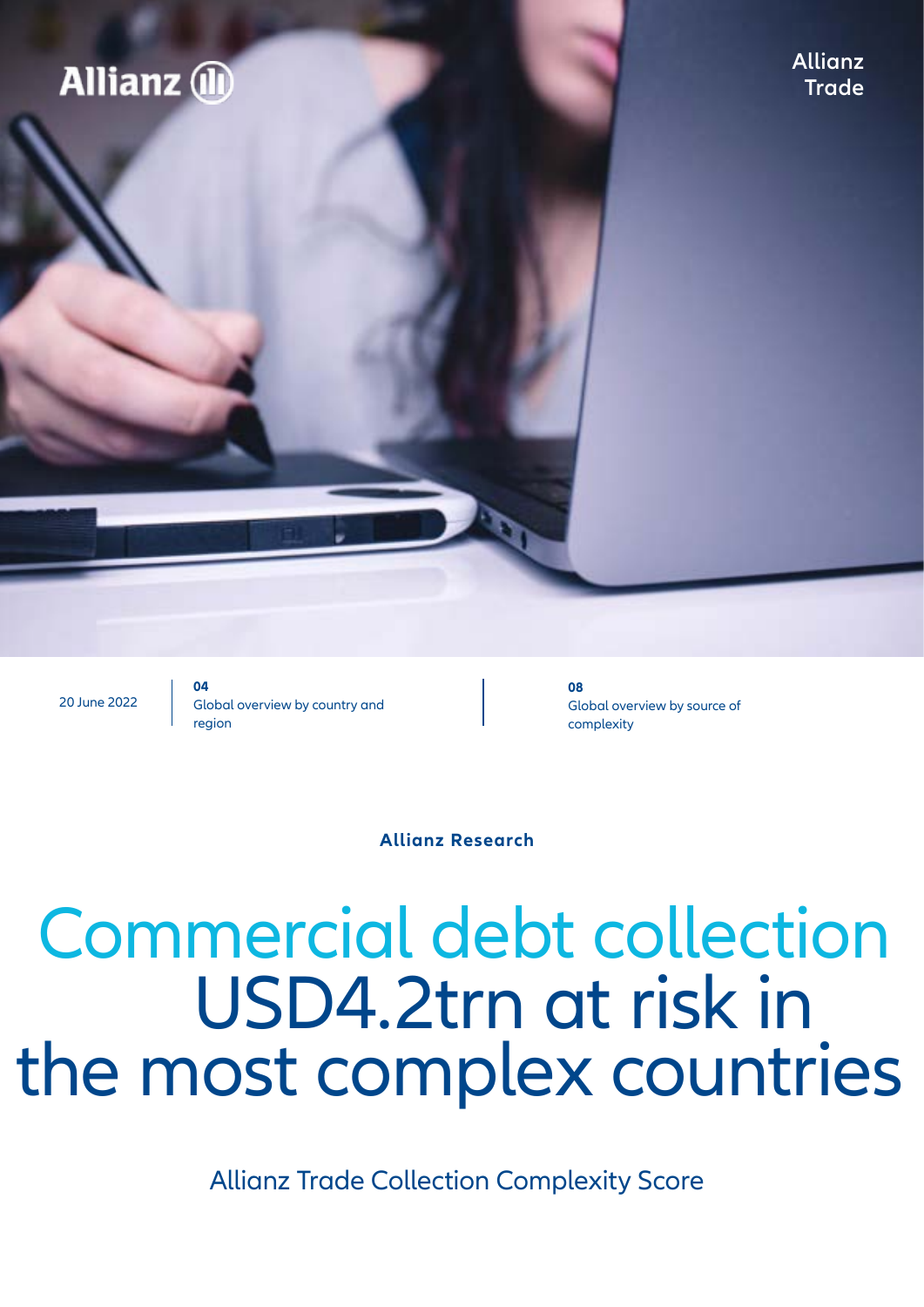Allianz

Allianz Trade

20 June 2022

**04**
Global overview by country and region

**08**
Global overview by source of complexity

**Allianz Research**

# Commercial debt collection USD4.2trn at risk in the most complex countries

Allianz Trade Collection Complexity Score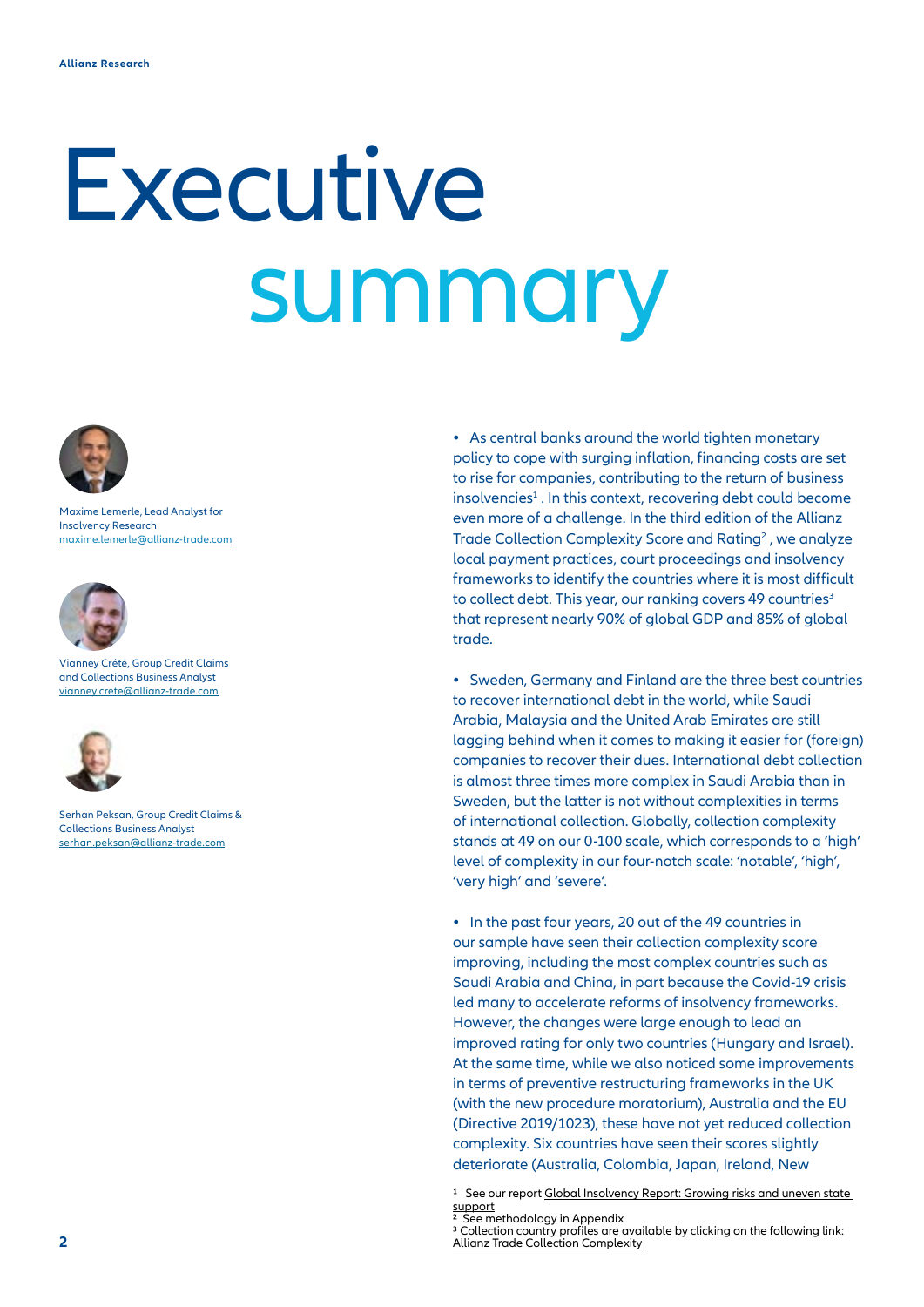# Executive summary

Maxime Lemerle, Lead Analyst for Insolvency Research
maxime.lemerle@allianz-trade.com

Vianney Crété, Group Credit Claims and Collections Business Analyst
vianney.crete@allianz-trade.com

Serhan Peksan, Group Credit Claims & Collections Business Analyst
serhan.peksan@allianz-trade.com

- As central banks around the world tighten monetary policy to cope with surging inflation, financing costs are set to rise for companies, contributing to the return of business insolvencies[1] . In this context, recovering debt could become even more of a challenge. In the third edition of the Allianz Trade Collection Complexity Score and Rating[2] , we analyze local payment practices, court proceedings and insolvency frameworks to identify the countries where it is most difficult to collect debt. This year, our ranking covers 49 countries[3] that represent nearly 90% of global GDP and 85% of global trade.

- Sweden, Germany and Finland are the three best countries to recover international debt in the world, while Saudi Arabia, Malaysia and the United Arab Emirates are still lagging behind when it comes to making it easier for (foreign) companies to recover their dues. International debt collection is almost three times more complex in Saudi Arabia than in Sweden, but the latter is not without complexities in terms of international collection. Globally, collection complexity stands at 49 on our 0-100 scale, which corresponds to a 'high' level of complexity in our four-notch scale: 'notable', 'high', 'very high' and 'severe'.

- In the past four years, 20 out of the 49 countries in our sample have seen their collection complexity score improving, including the most complex countries such as Saudi Arabia and China, in part because the Covid-19 crisis led many to accelerate reforms of insolvency frameworks. However, the changes were large enough to lead an improved rating for only two countries (Hungary and Israel). At the same time, while we also noticed some improvements in terms of preventive restructuring frameworks in the UK (with the new procedure moratorium), Australia and the EU (Directive 2019/1023), these have not yet reduced collection complexity. Six countries have seen their scores slightly deteriorate (Australia, Colombia, Japan, Ireland, New

[1] See our report Global Insolvency Report: Growing risks and uneven state support
[2] See methodology in Appendix
[3] Collection country profiles are available by clicking on the following link: Allianz Trade Collection Complexity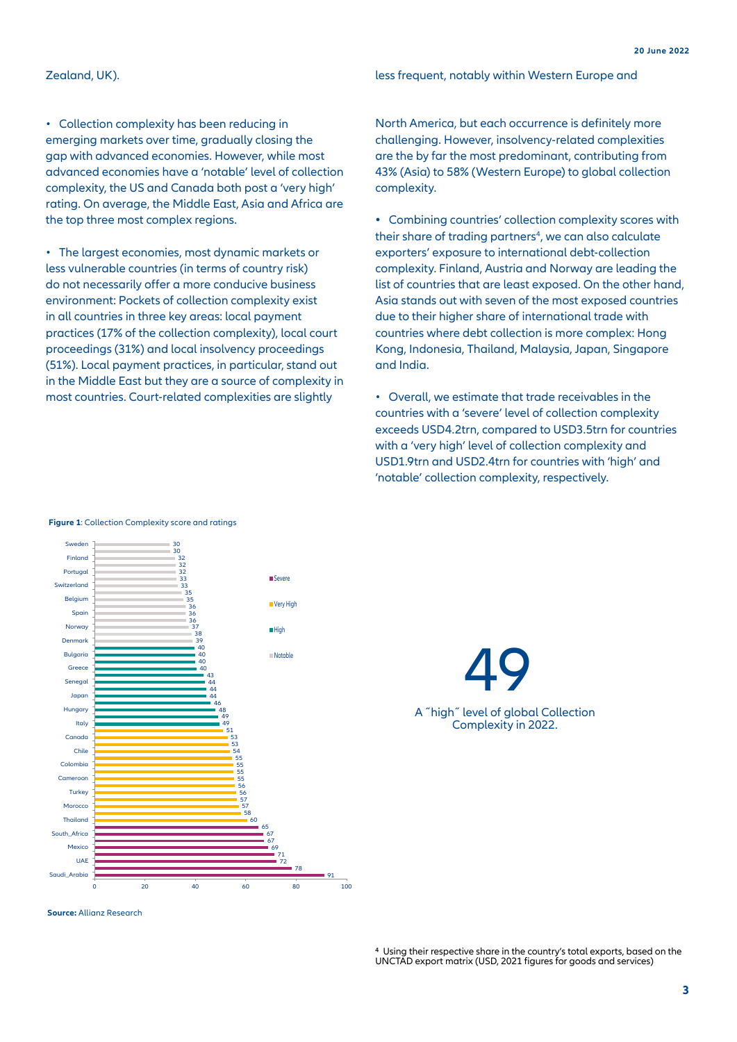Zealand, UK).

- Collection complexity has been reducing in emerging markets over time, gradually closing the gap with advanced economies. However, while most advanced economies have a 'notable' level of collection complexity, the US and Canada both post a 'very high' rating. On average, the Middle East, Asia and Africa are the top three most complex regions.

- The largest economies, most dynamic markets or less vulnerable countries (in terms of country risk) do not necessarily offer a more conducive business environment: Pockets of collection complexity exist in all countries in three key areas: local payment practices (17% of the collection complexity), local court proceedings (31%) and local insolvency proceedings (51%). Local payment practices, in particular, stand out in the Middle East but they are a source of complexity in most countries. Court-related complexities are slightly less frequent, notably within Western Europe and North America, but each occurrence is definitely more challenging. However, insolvency-related complexities are the by far the most predominant, contributing from 43% (Asia) to 58% (Western Europe) to global collection complexity.

- Combining countries' collection complexity scores with their share of trading partners[4], we can also calculate exporters' exposure to international debt-collection complexity. Finland, Austria and Norway are leading the list of countries that are least exposed. On the other hand, Asia stands out with seven of the most exposed countries due to their higher share of international trade with countries where debt collection is more complex: Hong Kong, Indonesia, Thailand, Malaysia, Japan, Singapore and India.

- Overall, we estimate that trade receivables in the countries with a 'severe' level of collection complexity exceeds USD4.2trn, compared to USD3.5trn for countries with a 'very high' level of collection complexity and USD1.9trn and USD2.4trn for countries with 'high' and 'notable' collection complexity, respectively.

**Figure 1**: Collection Complexity score and ratings

**Source:** Allianz Research

**49**

A "high" level of global Collection Complexity in 2022.

[4] Using their respective share in the country's total exports, based on the UNCTAD export matrix (USD, 2021 figures for goods and services)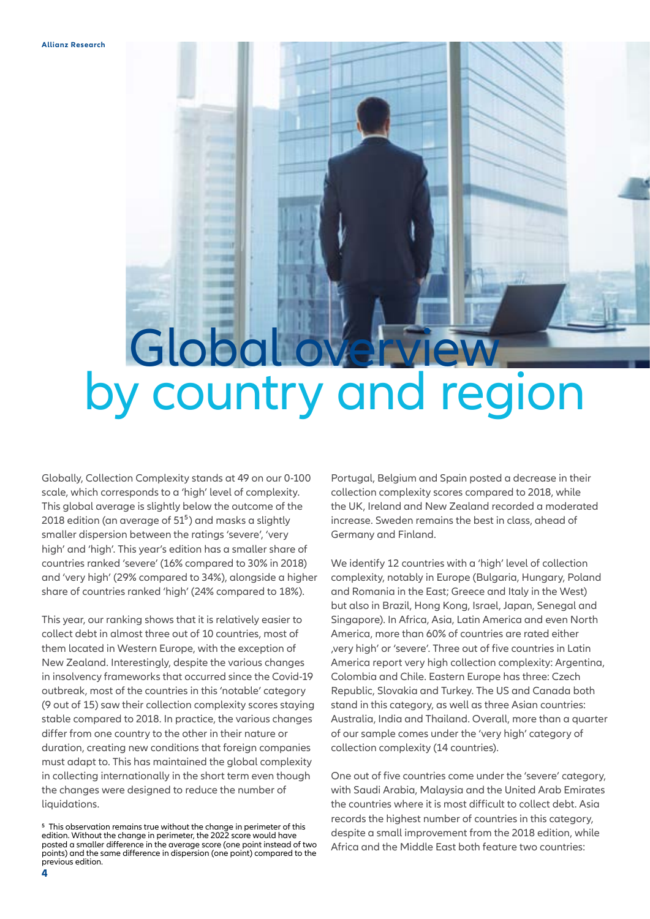# Global overview by country and region

Globally, Collection Complexity stands at 49 on our 0-100 scale, which corresponds to a 'high' level of complexity. This global average is slightly below the outcome of the 2018 edition (an average of 51[5]) and masks a slightly smaller dispersion between the ratings 'severe', 'very high' and 'high'. This year's edition has a smaller share of countries ranked 'severe' (16% compared to 30% in 2018) and 'very high' (29% compared to 34%), alongside a higher share of countries ranked 'high' (24% compared to 18%).

This year, our ranking shows that it is relatively easier to collect debt in almost three out of 10 countries, most of them located in Western Europe, with the exception of New Zealand. Interestingly, despite the various changes in insolvency frameworks that occurred since the Covid-19 outbreak, most of the countries in this 'notable' category (9 out of 15) saw their collection complexity scores staying stable compared to 2018. In practice, the various changes differ from one country to the other in their nature or duration, creating new conditions that foreign companies must adapt to. This has maintained the global complexity in collecting internationally in the short term even though the changes were designed to reduce the number of liquidations.

Portugal, Belgium and Spain posted a decrease in their collection complexity scores compared to 2018, while the UK, Ireland and New Zealand recorded a moderated increase. Sweden remains the best in class, ahead of Germany and Finland.

We identify 12 countries with a 'high' level of collection complexity, notably in Europe (Bulgaria, Hungary, Poland and Romania in the East; Greece and Italy in the West) but also in Brazil, Hong Kong, Israel, Japan, Senegal and Singapore). In Africa, Asia, Latin America and even North America, more than 60% of countries are rated either ‚very high' or 'severe'. Three out of five countries in Latin America report very high collection complexity: Argentina, Colombia and Chile. Eastern Europe has three: Czech Republic, Slovakia and Turkey. The US and Canada both stand in this category, as well as three Asian countries: Australia, India and Thailand. Overall, more than a quarter of our sample comes under the 'very high' category of collection complexity (14 countries).

One out of five countries come under the 'severe' category, with Saudi Arabia, Malaysia and the United Arab Emirates the countries where it is most difficult to collect debt. Asia records the highest number of countries in this category, despite a small improvement from the 2018 edition, while Africa and the Middle East both feature two countries:

[5] This observation remains true without the change in perimeter of this edition. Without the change in perimeter, the 2022 score would have posted a smaller difference in the average score (one point instead of two points) and the same difference in dispersion (one point) compared to the previous edition.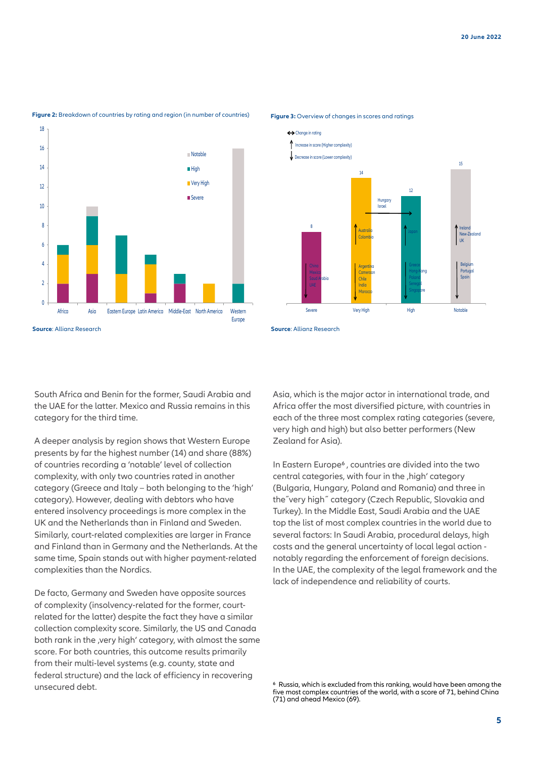**Figure 2:** Breakdown of countries by rating and region (in number of countries)

**Source**: Allianz Research

**Figure 3:** Overview of changes in scores and ratings

**Source**: Allianz Research

South Africa and Benin for the former, Saudi Arabia and the UAE for the latter. Mexico and Russia remains in this category for the third time.

A deeper analysis by region shows that Western Europe presents by far the highest number (14) and share (88%) of countries recording a 'notable' level of collection complexity, with only two countries rated in another category (Greece and Italy – both belonging to the 'high' category). However, dealing with debtors who have entered insolvency proceedings is more complex in the UK and the Netherlands than in Finland and Sweden. Similarly, court-related complexities are larger in France and Finland than in Germany and the Netherlands. At the same time, Spain stands out with higher payment-related complexities than the Nordics.

De facto, Germany and Sweden have opposite sources of complexity (insolvency-related for the former, court-related for the latter) despite the fact they have a similar collection complexity score. Similarly, the US and Canada both rank in the ‚very high' category, with almost the same score. For both countries, this outcome results primarily from their multi-level systems (e.g. county, state and federal structure) and the lack of efficiency in recovering unsecured debt.

Asia, which is the major actor in international trade, and Africa offer the most diversified picture, with countries in each of the three most complex rating categories (severe, very high and high) but also better performers (New Zealand for Asia).

In Eastern Europe[6], countries are divided into the two central categories, with four in the ‚high' category (Bulgaria, Hungary, Poland and Romania) and three in the˝very high˝ category (Czech Republic, Slovakia and Turkey). In the Middle East, Saudi Arabia and the UAE top the list of most complex countries in the world due to several factors: In Saudi Arabia, procedural delays, high costs and the general uncertainty of local legal action - notably regarding the enforcement of foreign decisions. In the UAE, the complexity of the legal framework and the lack of independence and reliability of courts.

[6] Russia, which is excluded from this ranking, would have been among the five most complex countries of the world, with a score of 71, behind China (71) and ahead Mexico (69).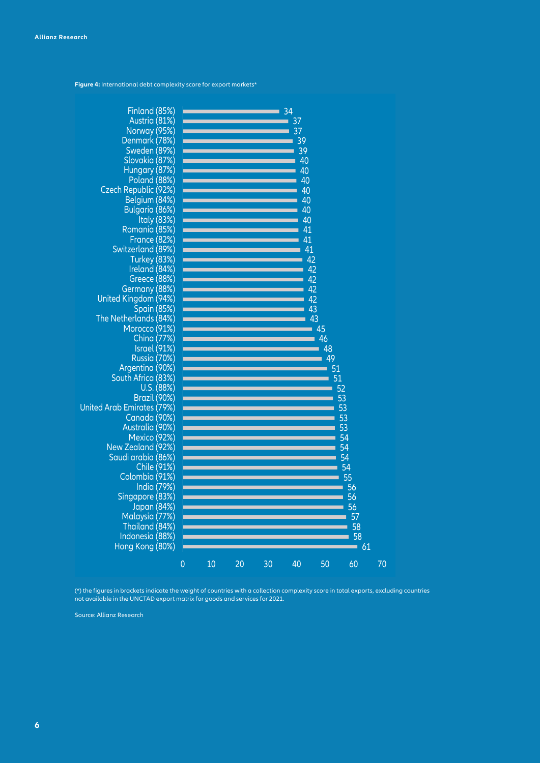**Figure 4:** International debt complexity score for export markets*

| Country | Score |
|---|---|
| Finland (85%) | 34 |
| Austria (81%) | 37 |
| Norway (95%) | 37 |
| Denmark (78%) | 39 |
| Sweden (89%) | 39 |
| Slovakia (87%) | 40 |
| Hungary (87%) | 40 |
| Poland (88%) | 40 |
| Czech Republic (92%) | 40 |
| Belgium (84%) | 40 |
| Bulgaria (86%) | 40 |
| Italy (83%) | 40 |
| Romania (85%) | 41 |
| France (82%) | 41 |
| Switzerland (89%) | 41 |
| Turkey (83%) | 42 |
| Ireland (84%) | 42 |
| Greece (88%) | 42 |
| Germany (88%) | 42 |
| United Kingdom (94%) | 42 |
| Spain (85%) | 43 |
| The Netherlands (84%) | 43 |
| Morocco (91%) | 45 |
| China (77%) | 46 |
| Israel (91%) | 48 |
| Russia (70%) | 49 |
| Argentina (90%) | 51 |
| South Africa (83%) | 51 |
| U.S. (88%) | 52 |
| Brazil (90%) | 53 |
| United Arab Emirates (79%) | 53 |
| Canada (90%) | 53 |
| Australia (90%) | 53 |
| Mexico (92%) | 54 |
| New Zealand (92%) | 54 |
| Saudi arabia (86%) | 54 |
| Chile (91%) | 54 |
| Colombia (91%) | 55 |
| India (79%) | 56 |
| Singapore (83%) | 56 |
| Japan (84%) | 56 |
| Malaysia (77%) | 57 |
| Thailand (84%) | 58 |
| Indonesia (88%) | 58 |
| Hong Kong (80%) | 61 |

(*) the figures in brackets indicate the weight of countries with a collection complexity score in total exports, excluding countries not available in the UNCTAD export matrix for goods and services for 2021.

Source: Allianz Research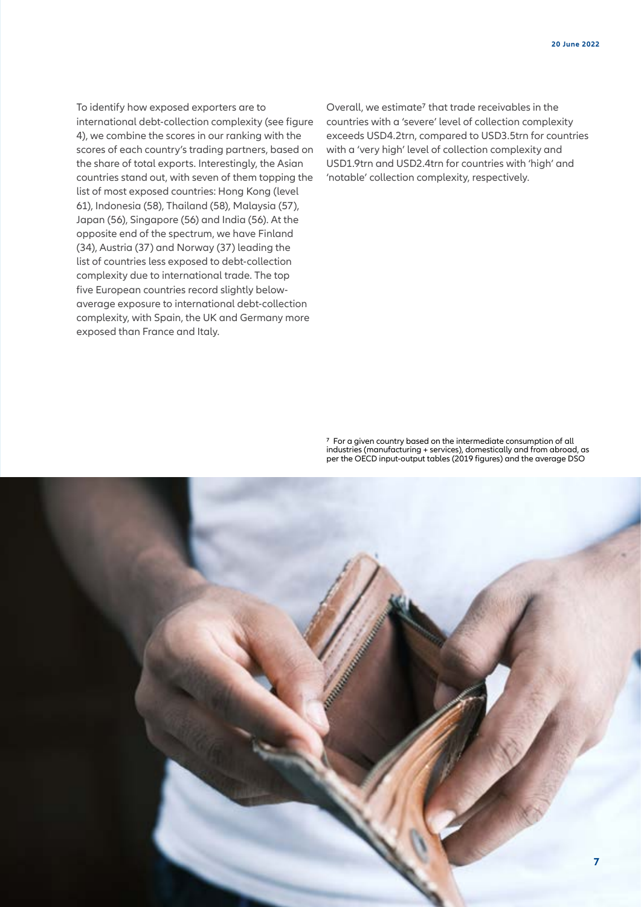To identify how exposed exporters are to international debt-collection complexity (see figure 4), we combine the scores in our ranking with the scores of each country's trading partners, based on the share of total exports. Interestingly, the Asian countries stand out, with seven of them topping the list of most exposed countries: Hong Kong (level 61), Indonesia (58), Thailand (58), Malaysia (57), Japan (56), Singapore (56) and India (56). At the opposite end of the spectrum, we have Finland (34), Austria (37) and Norway (37) leading the list of countries less exposed to debt-collection complexity due to international trade. The top five European countries record slightly below-average exposure to international debt-collection complexity, with Spain, the UK and Germany more exposed than France and Italy.

Overall, we estimate[7] that trade receivables in the countries with a 'severe' level of collection complexity exceeds USD4.2trn, compared to USD3.5trn for countries with a 'very high' level of collection complexity and USD1.9trn and USD2.4trn for countries with 'high' and 'notable' collection complexity, respectively.

[7] For a given country based on the intermediate consumption of all industries (manufacturing + services), domestically and from abroad, as per the OECD input-output tables (2019 figures) and the average DSO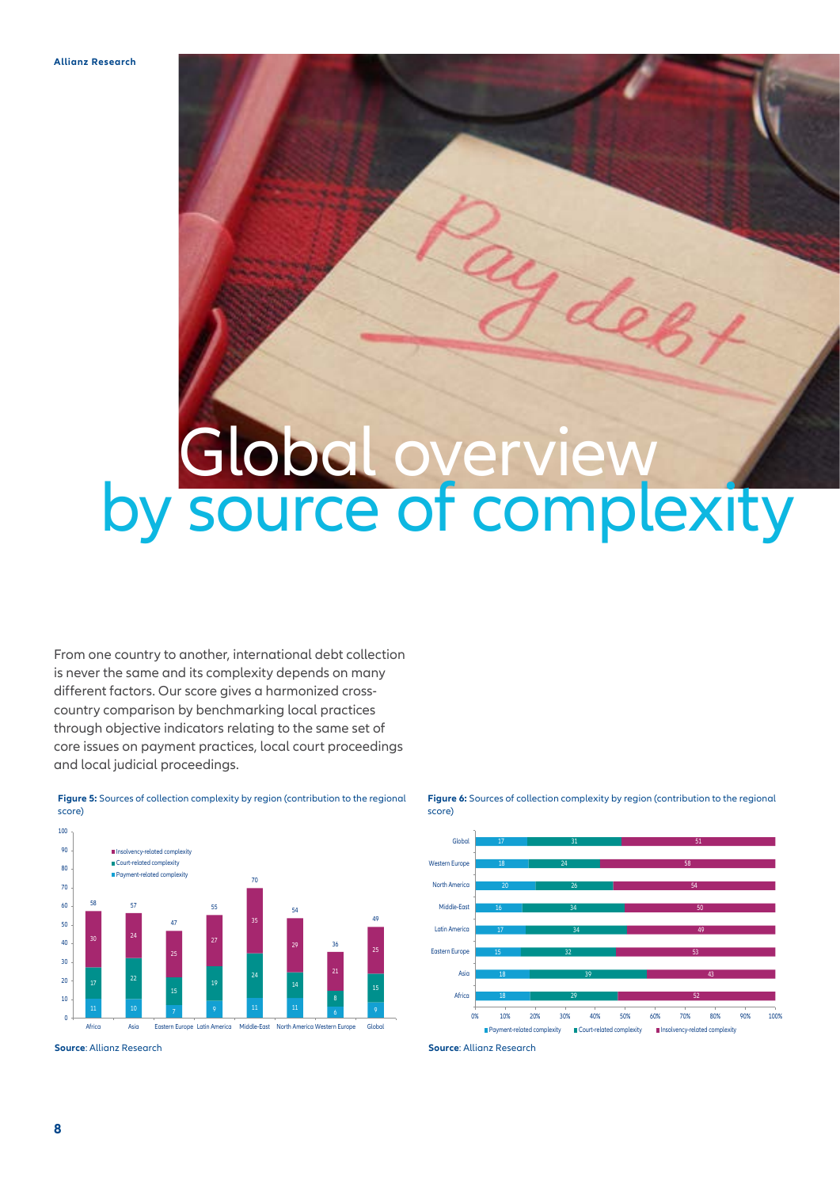# Global overview by source of complexity

From one country to another, international debt collection is never the same and its complexity depends on many different factors. Our score gives a harmonized cross-country comparison by benchmarking local practices through objective indicators relating to the same set of core issues on payment practices, local court proceedings and local judicial proceedings.

**Figure 5:** Sources of collection complexity by region (contribution to the regional score)

| Region | Payment-related complexity | Court-related complexity | Insolvency-related complexity | Total |
|---|---|---|---|---|
| Africa | 11 | 17 | 30 | 58 |
| Asia | 10 | 22 | 24 | 57 |
| Eastern Europe | 7 | 15 | 25 | 47 |
| Latin America | 9 | 19 | 27 | 55 |
| Middle-East | 11 | 24 | 35 | 70 |
| North America | 11 | 14 | 29 | 54 |
| Western Europe | 6 | 8 | 21 | 36 |
| Global | 9 | 15 | 25 | 49 |

**Source**: Allianz Research

**Figure 6:** Sources of collection complexity by region (contribution to the regional score)

| Region | Payment-related complexity | Court-related complexity | Insolvency-related complexity |
|---|---|---|---|
| Global | 17 | 31 | 51 |
| Western Europe | 18 | 24 | 58 |
| North America | 20 | 26 | 54 |
| Middle-East | 16 | 34 | 50 |
| Latin America | 17 | 34 | 49 |
| Eastern Europe | 15 | 32 | 53 |
| Asia | 18 | 39 | 43 |
| Africa | 18 | 29 | 52 |

**Source**: Allianz Research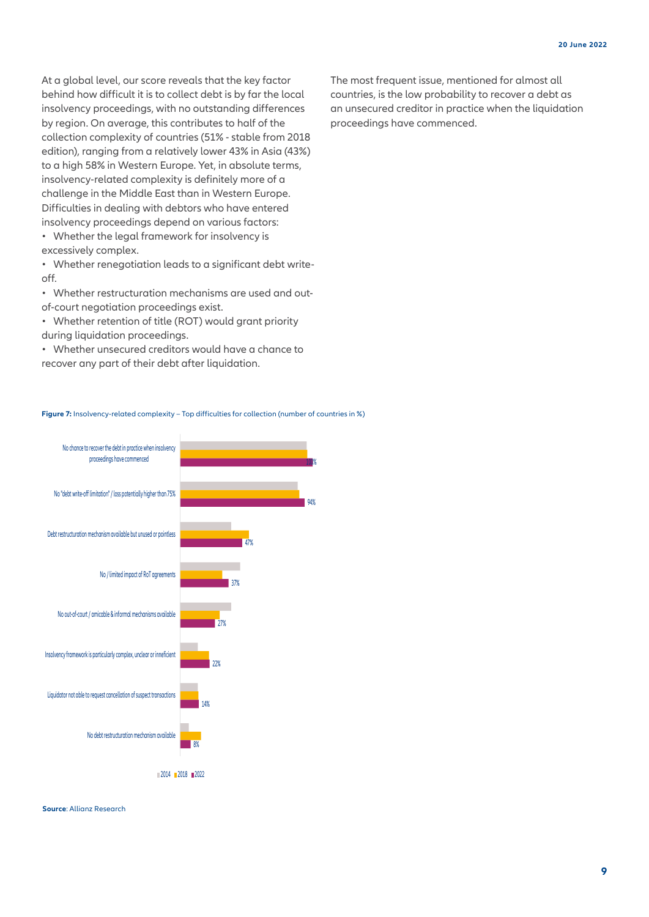At a global level, our score reveals that the key factor behind how difficult it is to collect debt is by far the local insolvency proceedings, with no outstanding differences by region. On average, this contributes to half of the collection complexity of countries (51% - stable from 2018 edition), ranging from a relatively lower 43% in Asia (43%) to a high 58% in Western Europe. Yet, in absolute terms, insolvency-related complexity is definitely more of a challenge in the Middle East than in Western Europe. Difficulties in dealing with debtors who have entered insolvency proceedings depend on various factors:

- Whether the legal framework for insolvency is excessively complex.
- Whether renegotiation leads to a significant debt write-off.
- Whether restructuration mechanisms are used and out-of-court negotiation proceedings exist.
- Whether retention of title (ROT) would grant priority during liquidation proceedings.
- Whether unsecured creditors would have a chance to recover any part of their debt after liquidation.

The most frequent issue, mentioned for almost all countries, is the low probability to recover a debt as an unsecured creditor in practice when the liquidation proceedings have commenced.

**Figure 7:** Insolvency-related complexity – Top difficulties for collection (number of countries in %)

| Difficulty | 2022 |
|---|---|
| No chance to recover the debt in practice when insolvency proceedings have commenced | 100% |
| No "debt write-off limitation" / loss potentially higher than 75% | 94% |
| Debt restructuration mechanism available but unused or pointless | 47% |
| No / limited impact of RoT agreements | 37% |
| No out-of-court / amicable & informal mechanisms available | 27% |
| Insolvency framework is particularly complex, unclear or inefficient | 22% |
| Liquidator not able to request cancellation of suspect transactions | 14% |
| No debt restructuration mechanism available | 8% |

2014 2018 2022

**Source**: Allianz Research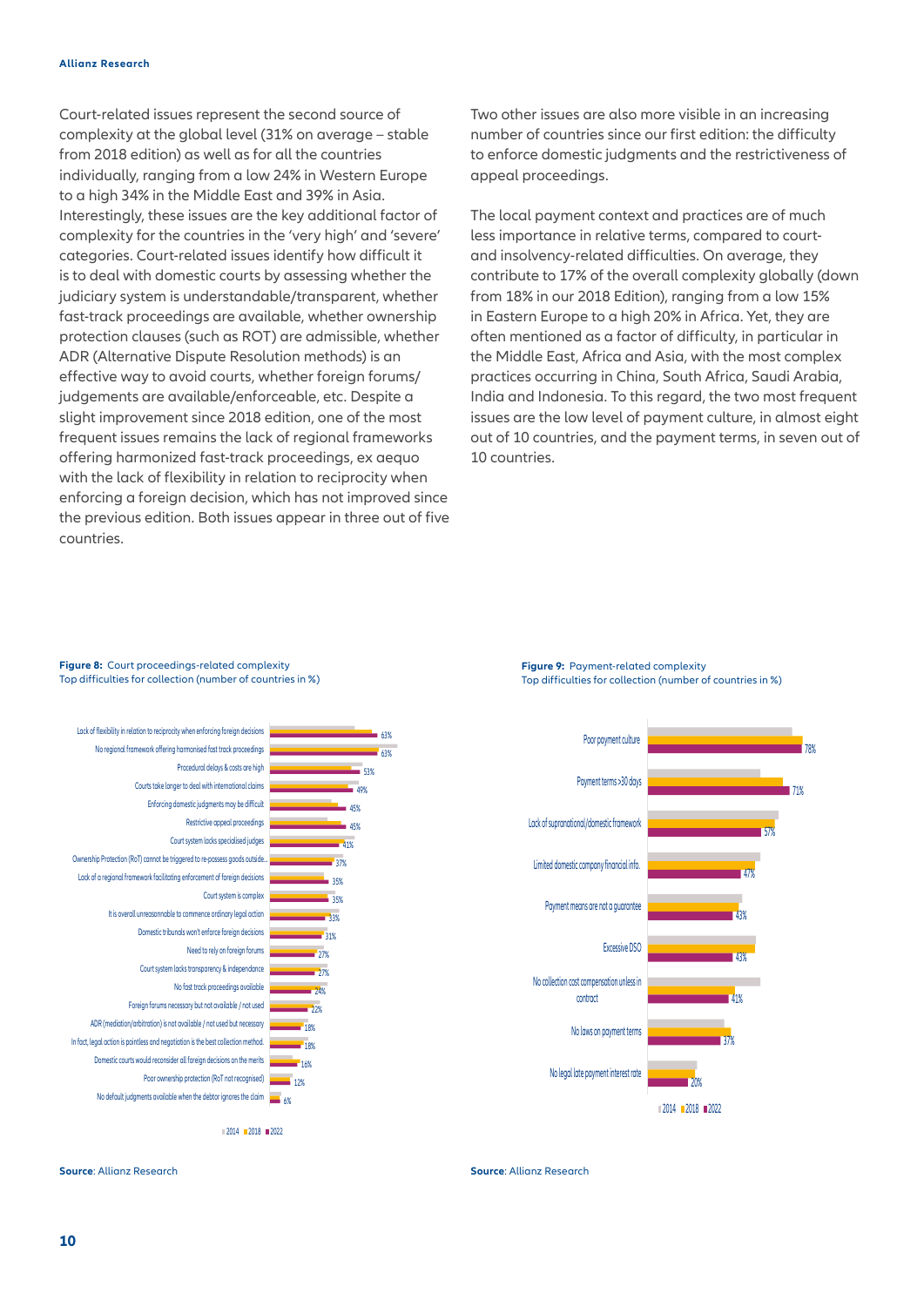Court-related issues represent the second source of complexity at the global level (31% on average – stable from 2018 edition) as well as for all the countries individually, ranging from a low 24% in Western Europe to a high 34% in the Middle East and 39% in Asia. Interestingly, these issues are the key additional factor of complexity for the countries in the 'very high' and 'severe' categories. Court-related issues identify how difficult it is to deal with domestic courts by assessing whether the judiciary system is understandable/transparent, whether fast-track proceedings are available, whether ownership protection clauses (such as ROT) are admissible, whether ADR (Alternative Dispute Resolution methods) is an effective way to avoid courts, whether foreign forums/ judgements are available/enforceable, etc. Despite a slight improvement since 2018 edition, one of the most frequent issues remains the lack of regional frameworks offering harmonized fast-track proceedings, ex aequo with the lack of flexibility in relation to reciprocity when enforcing a foreign decision, which has not improved since the previous edition. Both issues appear in three out of five countries.

Two other issues are also more visible in an increasing number of countries since our first edition: the difficulty to enforce domestic judgments and the restrictiveness of appeal proceedings.

The local payment context and practices are of much less importance in relative terms, compared to court- and insolvency-related difficulties. On average, they contribute to 17% of the overall complexity globally (down from 18% in our 2018 Edition), ranging from a low 15% in Eastern Europe to a high 20% in Africa. Yet, they are often mentioned as a factor of difficulty, in particular in the Middle East, Africa and Asia, with the most complex practices occurring in China, South Africa, Saudi Arabia, India and Indonesia. To this regard, the two most frequent issues are the low level of payment culture, in almost eight out of 10 countries, and the payment terms, in seven out of 10 countries.

**Figure 8:** Court proceedings-related complexity
Top difficulties for collection (number of countries in %)

| Difficulty | 2022 |
|---|---|
| Lack of flexibility in relation to reciprocity when enforcing foreign decisions | 63% |
| No regional framework offering harmonised fast track proceedings | 63% |
| Procedural delays & costs are high | 53% |
| Courts take longer to deal with international claims | 49% |
| Enforcing domestic judgments may be difficult | 45% |
| Restrictive appeal proceedings | 45% |
| Court system lacks specialised judges | 41% |
| Ownership Protection (RoT) cannot be triggered to re-possess goods outside... | 37% |
| Lack of a regional framework facilitating enforcement of foreign decisions | 35% |
| Court system is complex | 35% |
| It is overall unreasonable to commence ordinary legal action | 33% |
| Domestic tribunals won't enforce foreign decisions | 31% |
| Need to rely on foreign forums | 27% |
| Court system lacks transparency & independence | 27% |
| No fast track proceedings available | 24% |
| Foreign forums necessary but not available / not used | 22% |
| ADR (mediation/arbitration) is not available / not used but necessary | 18% |
| In fact, legal action is pointless and negotiation is the best collection method. | 18% |
| Domestic courts would reconsider all foreign decisions on the merits | 16% |
| Poor ownership protection (RoT not recognised) | 12% |
| No default judgments available when the debtor ignores the claim | 6% |

2014 ■ 2018 ■ 2022

**Source**: Allianz Research

**Figure 9:** Payment-related complexity
Top difficulties for collection (number of countries in %)

| Difficulty | 2022 |
|---|---|
| Poor payment culture | 78% |
| Payment terms >30 days | 71% |
| Lack of supranational/domestic framework | 57% |
| Limited domestic company financial info. | 47% |
| Payment means are not a guarantee | 43% |
| Excessive DSO | 43% |
| No collection cost compensation unless in contract | 41% |
| No laws on payment terms | 37% |
| No legal late payment interest rate | 20% |

2014 ■ 2018 ■ 2022

**Source**: Allianz Research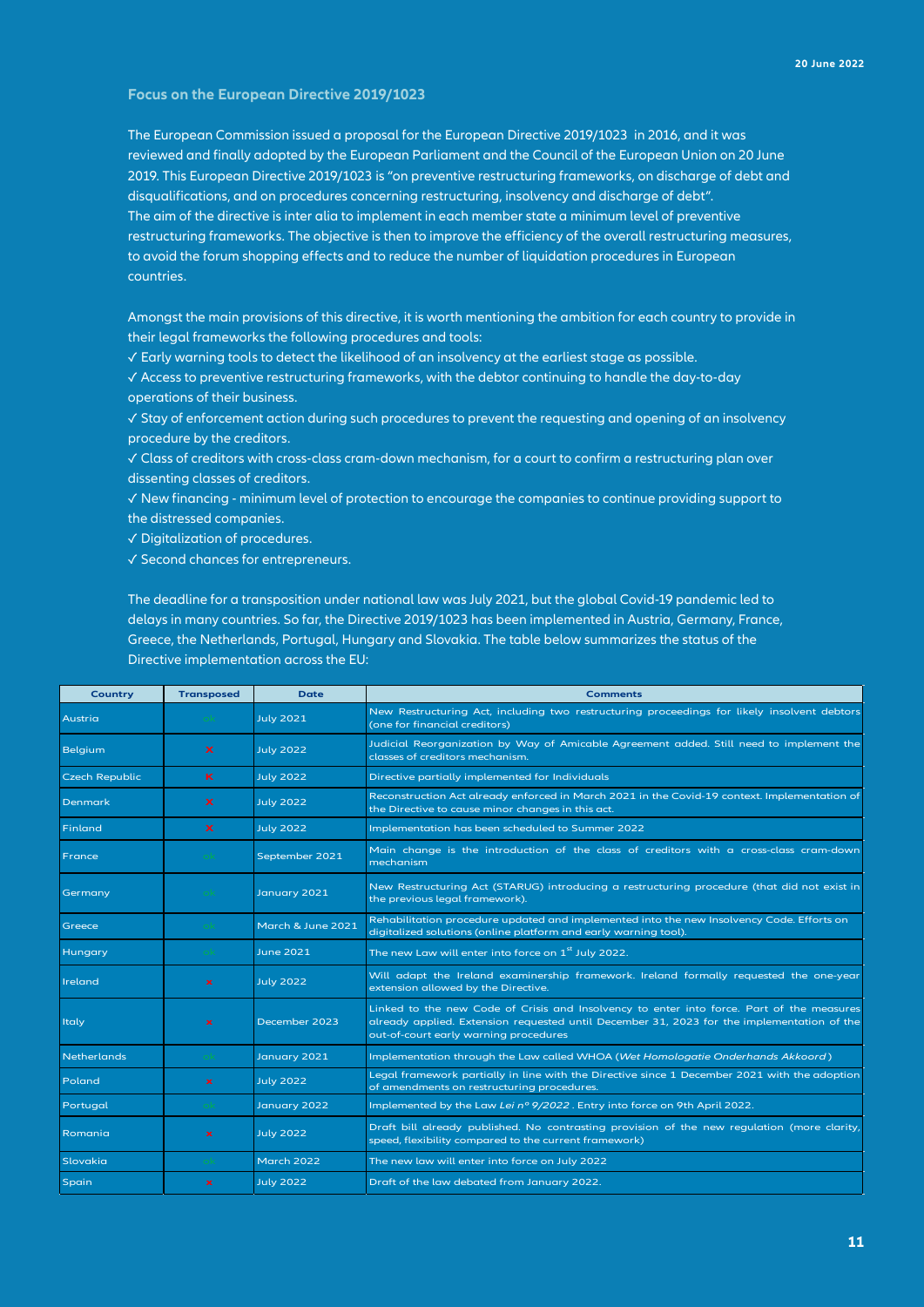### Focus on the European Directive 2019/1023

The European Commission issued a proposal for the European Directive 2019/1023 in 2016, and it was reviewed and finally adopted by the European Parliament and the Council of the European Union on 20 June 2019. This European Directive 2019/1023 is "on preventive restructuring frameworks, on discharge of debt and disqualifications, and on procedures concerning restructuring, insolvency and discharge of debt".
The aim of the directive is inter alia to implement in each member state a minimum level of preventive restructuring frameworks. The objective is then to improve the efficiency of the overall restructuring measures, to avoid the forum shopping effects and to reduce the number of liquidation procedures in European countries.

Amongst the main provisions of this directive, it is worth mentioning the ambition for each country to provide in their legal frameworks the following procedures and tools:

✓ Early warning tools to detect the likelihood of an insolvency at the earliest stage as possible.
✓ Access to preventive restructuring frameworks, with the debtor continuing to handle the day-to-day operations of their business.
✓ Stay of enforcement action during such procedures to prevent the requesting and opening of an insolvency procedure by the creditors.
✓ Class of creditors with cross-class cram-down mechanism, for a court to confirm a restructuring plan over dissenting classes of creditors.
✓ New financing - minimum level of protection to encourage the companies to continue providing support to the distressed companies.
✓ Digitalization of procedures.
✓ Second chances for entrepreneurs.

The deadline for a transposition under national law was July 2021, but the global Covid-19 pandemic led to delays in many countries. So far, the Directive 2019/1023 has been implemented in Austria, Germany, France, Greece, the Netherlands, Portugal, Hungary and Slovakia. The table below summarizes the status of the Directive implementation across the EU:

| Country | Transposed | Date | Comments |
|---|---|---|---|
| Austria | ok | July 2021 | New Restructuring Act, including two restructuring proceedings for likely insolvent debtors (one for financial creditors) |
| Belgium | × | July 2022 | Judicial Reorganization by Way of Amicable Agreement added. Still need to implement the classes of creditors mechanism. |
| Czech Republic | × | July 2022 | Directive partially implemented for Individuals |
| Denmark | × | July 2022 | Reconstruction Act already enforced in March 2021 in the Covid-19 context. Implementation of the Directive to cause minor changes in this act. |
| Finland | × | July 2022 | Implementation has been scheduled to Summer 2022 |
| France | ok | September 2021 | Main change is the introduction of the class of creditors with a cross-class cram-down mechanism |
| Germany | ok | January 2021 | New Restructuring Act (STARUG) introducing a restructuring procedure (that did not exist in the previous legal framework). |
| Greece | ok | March & June 2021 | Rehabilitation procedure updated and implemented into the new Insolvency Code. Efforts on digitalized solutions (online platform and early warning tool). |
| Hungary | ok | June 2021 | The new Law will enter into force on 1st July 2022. |
| Ireland | × | July 2022 | Will adapt the Ireland examinership framework. Ireland formally requested the one-year extension allowed by the Directive. |
| Italy | × | December 2023 | Linked to the new Code of Crisis and Insolvency to enter into force. Part of the measures already applied. Extension requested until December 31, 2023 for the implementation of the out-of-court early warning procedures |
| Netherlands | ok | January 2021 | Implementation through the Law called WHOA (*Wet Homologatie Onderhands Akkoord*) |
| Poland | × | July 2022 | Legal framework partially in line with the Directive since 1 December 2021 with the adoption of amendments on restructuring procedures. |
| Portugal | ok | January 2022 | Implemented by the Law *Lei nº 9/2022*. Entry into force on 9th April 2022. |
| Romania | × | July 2022 | Draft bill already published. No contrasting provision of the new regulation (more clarity, speed, flexibility compared to the current framework) |
| Slovakia | ok | March 2022 | The new law will enter into force on July 2022 |
| Spain | × | July 2022 | Draft of the law debated from January 2022. |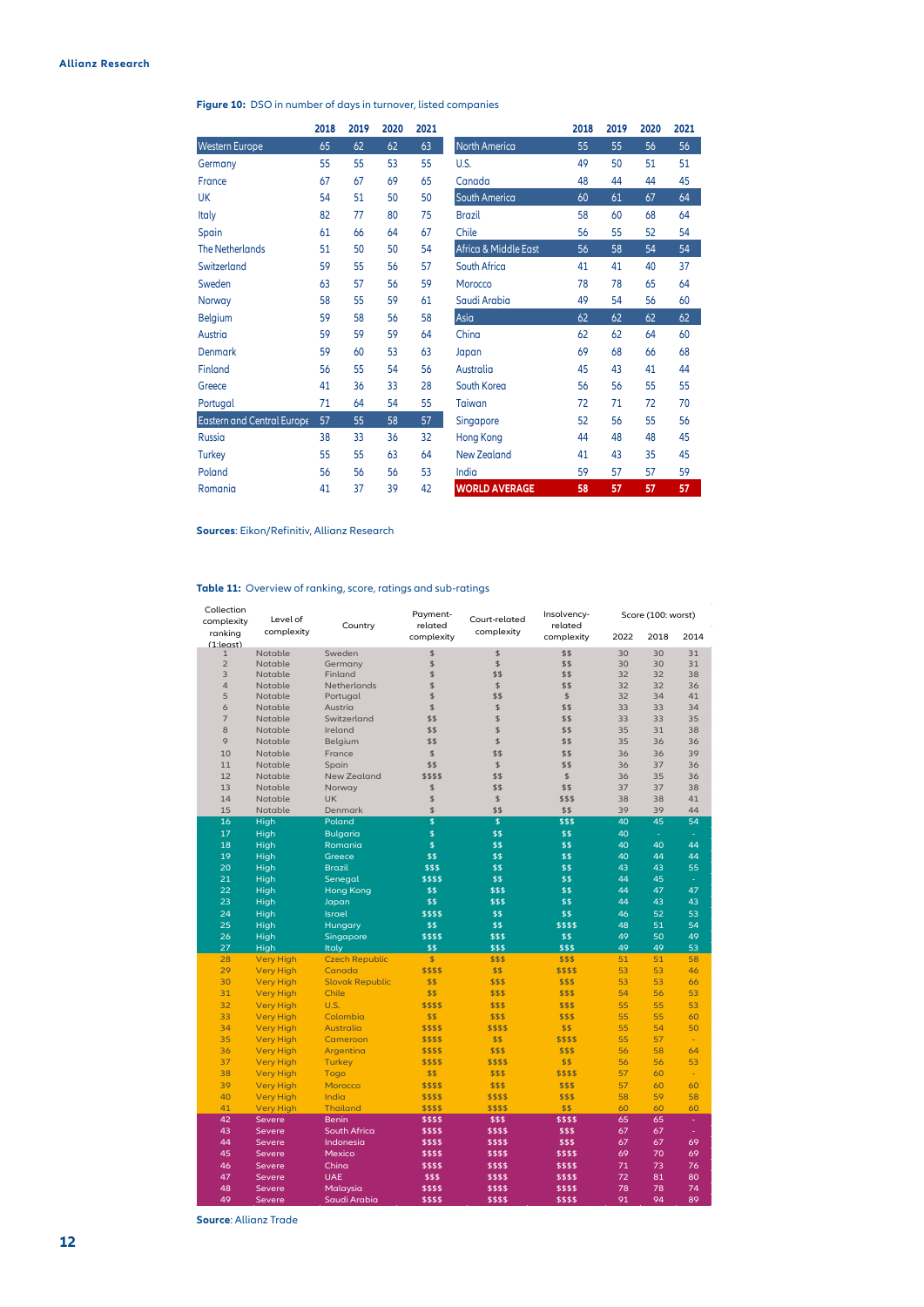**Figure 10:** DSO in number of days in turnover, listed companies

| | 2018 | 2019 | 2020 | 2021 |
|---|---|---|---|---|
| Western Europe | 65 | 62 | 62 | 63 |
| Germany | 55 | 55 | 53 | 55 |
| France | 67 | 67 | 69 | 65 |
| UK | 54 | 51 | 50 | 50 |
| Italy | 82 | 77 | 80 | 75 |
| Spain | 61 | 66 | 64 | 67 |
| The Netherlands | 51 | 50 | 50 | 54 |
| Switzerland | 59 | 55 | 56 | 57 |
| Sweden | 63 | 57 | 56 | 59 |
| Norway | 58 | 55 | 59 | 61 |
| Belgium | 59 | 58 | 56 | 58 |
| Austria | 59 | 59 | 59 | 64 |
| Denmark | 59 | 60 | 53 | 63 |
| Finland | 56 | 55 | 54 | 56 |
| Greece | 41 | 36 | 33 | 28 |
| Portugal | 71 | 64 | 54 | 55 |
| Eastern and Central Europe | 57 | 55 | 58 | 57 |
| Russia | 38 | 33 | 36 | 32 |
| Turkey | 55 | 55 | 63 | 64 |
| Poland | 56 | 56 | 56 | 53 |
| Romania | 41 | 37 | 39 | 42 |

| | 2018 | 2019 | 2020 | 2021 |
|---|---|---|---|---|
| North America | 55 | 55 | 56 | 56 |
| U.S. | 49 | 50 | 51 | 51 |
| Canada | 48 | 44 | 44 | 45 |
| South America | 60 | 61 | 67 | 64 |
| Brazil | 58 | 60 | 68 | 64 |
| Chile | 56 | 55 | 52 | 54 |
| Africa & Middle East | 56 | 58 | 54 | 54 |
| South Africa | 41 | 41 | 40 | 37 |
| Morocco | 78 | 78 | 65 | 64 |
| Saudi Arabia | 49 | 54 | 56 | 60 |
| Asia | 62 | 62 | 62 | 62 |
| China | 62 | 62 | 64 | 60 |
| Japan | 69 | 68 | 66 | 68 |
| Australia | 45 | 43 | 41 | 44 |
| South Korea | 56 | 56 | 55 | 55 |
| Taiwan | 72 | 71 | 72 | 70 |
| Singapore | 52 | 56 | 55 | 56 |
| Hong Kong | 44 | 48 | 48 | 45 |
| New Zealand | 41 | 43 | 35 | 45 |
| India | 59 | 57 | 57 | 59 |
| WORLD AVERAGE | 58 | 57 | 57 | 57 |

**Sources**: Eikon/Refinitiv, Allianz Research

**Table 11:** Overview of ranking, score, ratings and sub-ratings

| Collection complexity ranking (1:least) | Level of complexity | Country | Payment-related complexity | Court-related complexity | Insolvency-related complexity | Score (100: worst) | | |
|---|---|---|---|---|---|---|---|---|
| | | | | | | 2022 | 2018 | 2014 |
| 1 | Notable | Sweden | $ | $ | $$ | 30 | 30 | 31 |
| 2 | Notable | Germany | $ | $ | $$ | 30 | 30 | 31 |
| 3 | Notable | Finland | $ | $$ | $$ | 32 | 32 | 38 |
| 4 | Notable | Netherlands | $ | $ | $$ | 32 | 32 | 36 |
| 5 | Notable | Portugal | $ | $$ | $ | 32 | 34 | 41 |
| 6 | Notable | Austria | $ | $ | $$ | 33 | 33 | 34 |
| 7 | Notable | Switzerland | $$ | $ | $$ | 33 | 33 | 35 |
| 8 | Notable | Ireland | $$ | $ | $$ | 35 | 31 | 38 |
| 9 | Notable | Belgium | $$ | $ | $$ | 35 | 36 | 36 |
| 10 | Notable | France | $ | $$ | $$ | 36 | 36 | 39 |
| 11 | Notable | Spain | $$ | $ | $$ | 36 | 37 | 36 |
| 12 | Notable | New Zealand | $$$$ | $$ | $ | 36 | 35 | 36 |
| 13 | Notable | Norway | $ | $$ | $$ | 37 | 37 | 38 |
| 14 | Notable | UK | $ | $ | $$$ | 38 | 38 | 41 |
| 15 | Notable | Denmark | $ | $$ | $$ | 39 | 39 | 44 |
| 16 | High | Poland | $ | $ | $$$ | 40 | 45 | 54 |
| 17 | High | Bulgaria | $ | $$ | $$ | 40 | - | - |
| 18 | High | Romania | $ | $$ | $$ | 40 | 40 | 44 |
| 19 | High | Greece | $$ | $$ | $$ | 40 | 44 | 44 |
| 20 | High | Brazil | $$$ | $$ | $$ | 43 | 43 | 55 |
| 21 | High | Senegal | $$$$ | $$ | $$ | 44 | 45 | - |
| 22 | High | Hong Kong | $$ | $$$ | $$ | 44 | 47 | 47 |
| 23 | High | Japan | $$ | $$$ | $$ | 44 | 43 | 43 |
| 24 | High | Israel | $$$$ | $$ | $$ | 46 | 52 | 53 |
| 25 | High | Hungary | $$ | $$ | $$$$ | 48 | 51 | 54 |
| 26 | High | Singapore | $$$$ | $$$ | $$ | 49 | 50 | 49 |
| 27 | High | Italy | $$ | $$$ | $$$ | 49 | 49 | 53 |
| 28 | Very High | Czech Republic | $ | $$$ | $$$ | 51 | 51 | 58 |
| 29 | Very High | Canada | $$$$ | $$ | $$$$ | 53 | 53 | 46 |
| 30 | Very High | Slovak Republic | $$ | $$$ | $$$ | 53 | 53 | 66 |
| 31 | Very High | Chile | $$ | $$$ | $$$ | 54 | 56 | 53 |
| 32 | Very High | U.S. | $$$$ | $$$ | $$$ | 55 | 55 | 53 |
| 33 | Very High | Colombia | $$ | $$$ | $$$ | 55 | 55 | 60 |
| 34 | Very High | Australia | $$$$ | $$$$ | $$ | 55 | 54 | 50 |
| 35 | Very High | Cameroon | $$$$ | $$ | $$$$ | 55 | 57 | - |
| 36 | Very High | Argentina | $$$$ | $$$ | $$$ | 56 | 58 | 64 |
| 37 | Very High | Turkey | $$$$ | $$$$ | $$ | 56 | 56 | 53 |
| 38 | Very High | Togo | $$ | $$$ | $$$$ | 57 | 60 | - |
| 39 | Very High | Morocco | $$$$ | $$$ | $$$ | 57 | 60 | 60 |
| 40 | Very High | India | $$$$ | $$$$ | $$$ | 58 | 59 | 58 |
| 41 | Very High | Thailand | $$$$ | $$$$ | $$ | 60 | 60 | 60 |
| 42 | Severe | Benin | $$$$ | $$$ | $$$$ | 65 | 65 | - |
| 43 | Severe | South Africa | $$$$ | $$$$ | $$$ | 67 | 67 | - |
| 44 | Severe | Indonesia | $$$$ | $$$$ | $$$ | 67 | 67 | 69 |
| 45 | Severe | Mexico | $$$$ | $$$$ | $$$$ | 69 | 70 | 69 |
| 46 | Severe | China | $$$$ | $$$$ | $$$$ | 71 | 73 | 76 |
| 47 | Severe | UAE | $$$ | $$$$ | $$$$ | 72 | 81 | 80 |
| 48 | Severe | Malaysia | $$$$ | $$$$ | $$$$ | 78 | 78 | 74 |
| 49 | Severe | Saudi Arabia | $$$$ | $$$$ | $$$$ | 91 | 94 | 89 |

**Source**: Allianz Trade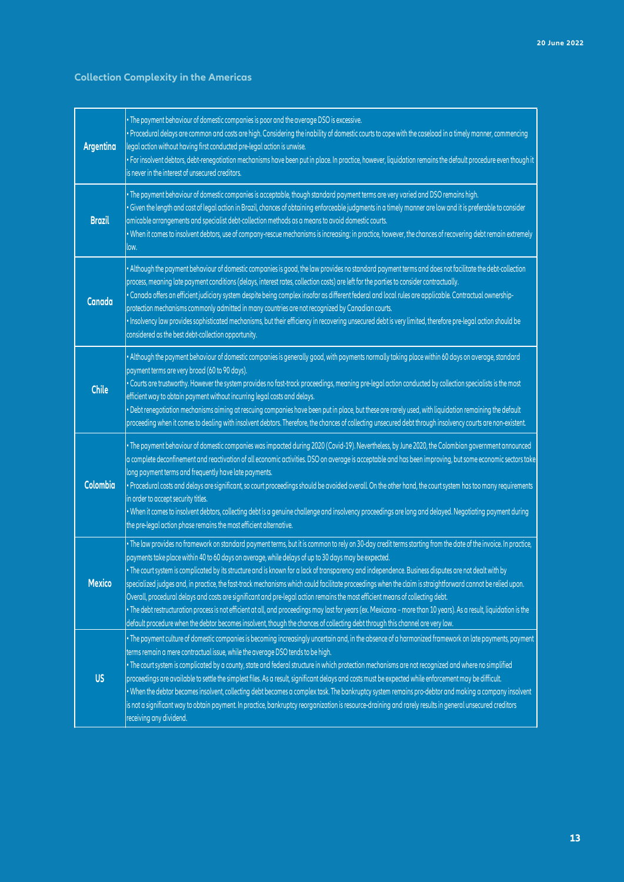## Collection Complexity in the Americas

| | |
|---|---|
| **Argentina** | • The payment behaviour of domestic companies is poor and the average DSO is excessive.<br>• Procedural delays are common and costs are high. Considering the inability of domestic courts to cope with the caseload in a timely manner, commencing legal action without having first conducted pre-legal action is unwise.<br>• For insolvent debtors, debt-renegotiation mechanisms have been put in place. In practice, however, liquidation remains the default procedure even though it is never in the interest of unsecured creditors. |
| **Brazil** | • The payment behaviour of domestic companies is acceptable, though standard payment terms are very varied and DSO remains high.<br>• Given the length and cost of legal action in Brazil, chances of obtaining enforceable judgments in a timely manner are low and it is preferable to consider amicable arrangements and specialist debt-collection methods as a means to avoid domestic courts.<br>• When it comes to insolvent debtors, use of company-rescue mechanisms is increasing; in practice, however, the chances of recovering debt remain extremely low. |
| **Canada** | • Although the payment behaviour of domestic companies is good, the law provides no standard payment terms and does not facilitate the debt-collection process, meaning late payment conditions (delays, interest rates, collection costs) are left for the parties to consider contractually.<br>• Canada offers an efficient judiciary system despite being complex insofar as different federal and local rules are applicable. Contractual ownership-protection mechanisms commonly admitted in many countries are not recognized by Canadian courts.<br>• Insolvency law provides sophisticated mechanisms, but their efficiency in recovering unsecured debt is very limited, therefore pre-legal action should be considered as the best debt-collection opportunity. |
| **Chile** | • Although the payment behaviour of domestic companies is generally good, with payments normally taking place within 60 days on average, standard payment terms are very broad (60 to 90 days).<br>• Courts are trustworthy. However the system provides no fast-track proceedings, meaning pre-legal action conducted by collection specialists is the most efficient way to obtain payment without incurring legal costs and delays.<br>• Debt renegotiation mechanisms aiming at rescuing companies have been put in place, but these are rarely used, with liquidation remaining the default proceeding when it comes to dealing with insolvent debtors. Therefore, the chances of collecting unsecured debt through insolvency courts are non-existent. |
| **Colombia** | • The payment behaviour of domestic companies was impacted during 2020 (Covid-19). Nevertheless, by June 2020, the Colombian government announced a complete deconfinement and reactivation of all economic activities. DSO on average is acceptable and has been improving, but some economic sectors take long payment terms and frequently have late payments.<br>• Procedural costs and delays are significant, so court proceedings should be avoided overall. On the other hand, the court system has too many requirements in order to accept security titles.<br>• When it comes to insolvent debtors, collecting debt is a genuine challenge and insolvency proceedings are long and delayed. Negotiating payment during the pre-legal action phase remains the most efficient alternative. |
| **Mexico** | • The law provides no framework on standard payment terms, but it is common to rely on 30-day credit terms starting from the date of the invoice. In practice, payments take place within 40 to 60 days on average, while delays of up to 30 days may be expected.<br>• The court system is complicated by its structure and is known for a lack of transparency and independence. Business disputes are not dealt with by specialized judges and, in practice, the fast-track mechanisms which could facilitate proceedings when the claim is straightforward cannot be relied upon. Overall, procedural delays and costs are significant and pre-legal action remains the most efficient means of collecting debt.<br>• The debt restructuration process is not efficient at all, and proceedings may last for years (ex. Mexicana – more than 10 years). As a result, liquidation is the default procedure when the debtor becomes insolvent, though the chances of collecting debt through this channel are very low. |
| **US** | • The payment culture of domestic companies is becoming increasingly uncertain and, in the absence of a harmonized framework on late payments, payment terms remain a mere contractual issue, while the average DSO tends to be high.<br>• The court system is complicated by a county, state and federal structure in which protection mechanisms are not recognized and where no simplified proceedings are available to settle the simplest files. As a result, significant delays and costs must be expected while enforcement may be difficult.<br>• When the debtor becomes insolvent, collecting debt becomes a complex task. The bankruptcy system remains pro-debtor and making a company insolvent is not a significant way to obtain payment. In practice, bankruptcy reorganization is resource-draining and rarely results in general unsecured creditors receiving any dividend. |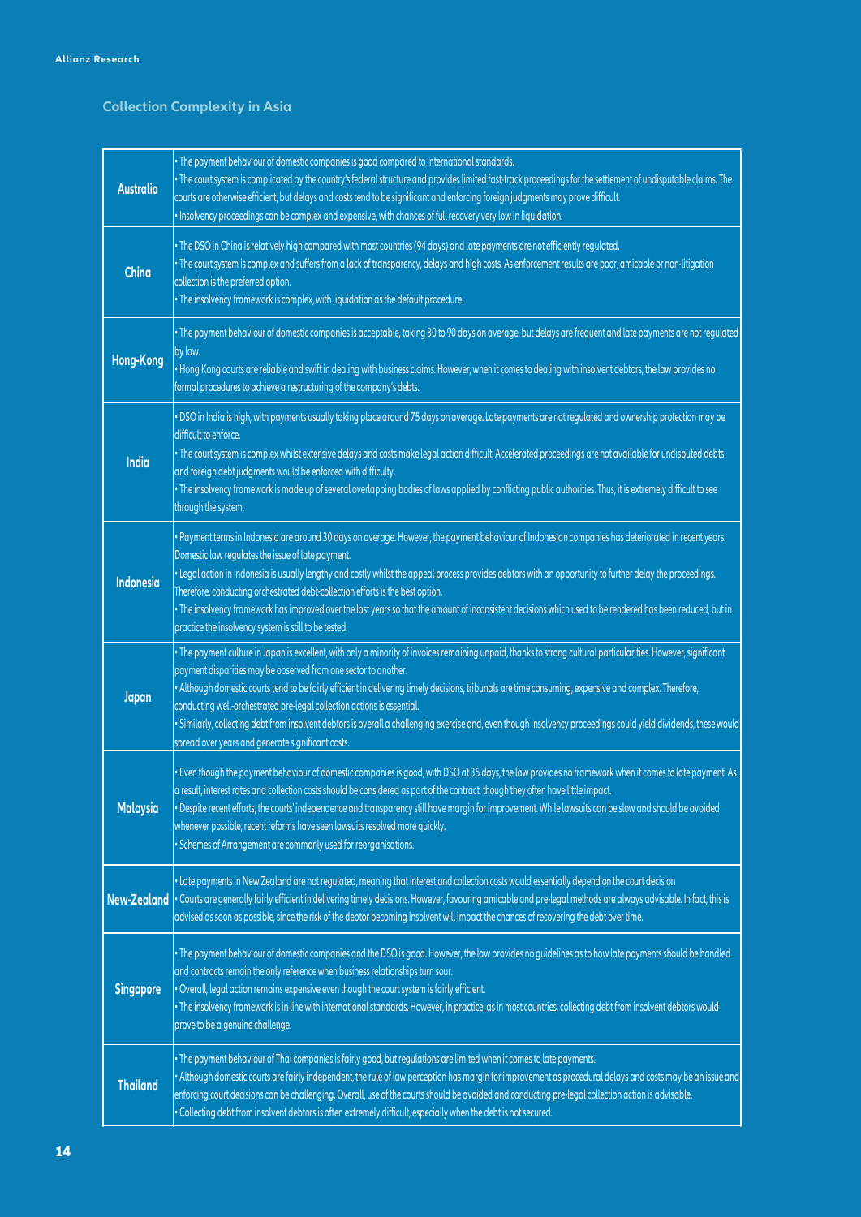## Collection Complexity in Asia

| | |
|---|---|
| **Australia** | • The payment behaviour of domestic companies is good compared to international standards.<br>• The court system is complicated by the country's federal structure and provides limited fast-track proceedings for the settlement of undisputable claims. The courts are otherwise efficient, but delays and costs tend to be significant and enforcing foreign judgments may prove difficult.<br>• Insolvency proceedings can be complex and expensive, with chances of full recovery very low in liquidation. |
| **China** | • The DSO in China is relatively high compared with most countries (94 days) and late payments are not efficiently regulated.<br>• The court system is complex and suffers from a lack of transparency, delays and high costs. As enforcement results are poor, amicable or non-litigation collection is the preferred option.<br>• The insolvency framework is complex, with liquidation as the default procedure. |
| **Hong-Kong** | • The payment behaviour of domestic companies is acceptable, taking 30 to 90 days on average, but delays are frequent and late payments are not regulated by law.<br>• Hong Kong courts are reliable and swift in dealing with business claims. However, when it comes to dealing with insolvent debtors, the law provides no formal procedures to achieve a restructuring of the company's debts. |
| **India** | • DSO in India is high, with payments usually taking place around 75 days on average. Late payments are not regulated and ownership protection may be difficult to enforce.<br>• The court system is complex whilst extensive delays and costs make legal action difficult. Accelerated proceedings are not available for undisputed debts and foreign debt judgments would be enforced with difficulty.<br>• The insolvency framework is made up of several overlapping bodies of laws applied by conflicting public authorities. Thus, it is extremely difficult to see through the system. |
| **Indonesia** | • Payment terms in Indonesia are around 30 days on average. However, the payment behaviour of Indonesian companies has deteriorated in recent years. Domestic law regulates the issue of late payment.<br>• Legal action in Indonesia is usually lengthy and costly whilst the appeal process provides debtors with an opportunity to further delay the proceedings. Therefore, conducting orchestrated debt-collection efforts is the best option.<br>• The insolvency framework has improved over the last years so that the amount of inconsistent decisions which used to be rendered has been reduced, but in practice the insolvency system is still to be tested. |
| **Japan** | • The payment culture in Japan is excellent, with only a minority of invoices remaining unpaid, thanks to strong cultural particularities. However, significant payment disparities may be observed from one sector to another.<br>• Although domestic courts tend to be fairly efficient in delivering timely decisions, tribunals are time consuming, expensive and complex. Therefore, conducting well-orchestrated pre-legal collection actions is essential.<br>• Similarly, collecting debt from insolvent debtors is overall a challenging exercise and, even though insolvency proceedings could yield dividends, these would spread over years and generate significant costs. |
| **Malaysia** | • Even though the payment behaviour of domestic companies is good, with DSO at 35 days, the law provides no framework when it comes to late payment. As a result, interest rates and collection costs should be considered as part of the contract, though they often have little impact.<br>• Despite recent efforts, the courts' independence and transparency still have margin for improvement. While lawsuits can be slow and should be avoided whenever possible, recent reforms have seen lawsuits resolved more quickly.<br>• Schemes of Arrangement are commonly used for reorganisations. |
| **New-Zealand** | • Late payments in New Zealand are not regulated, meaning that interest and collection costs would essentially depend on the court decision<br>• Courts are generally fairly efficient in delivering timely decisions. However, favouring amicable and pre-legal methods are always advisable. In fact, this is advised as soon as possible, since the risk of the debtor becoming insolvent will impact the chances of recovering the debt over time. |
| **Singapore** | • The payment behaviour of domestic companies and the DSO is good. However, the law provides no guidelines as to how late payments should be handled and contracts remain the only reference when business relationships turn sour.<br>• Overall, legal action remains expensive even though the court system is fairly efficient.<br>• The insolvency framework is in line with international standards. However, in practice, as in most countries, collecting debt from insolvent debtors would prove to be a genuine challenge. |
| **Thailand** | • The payment behaviour of Thai companies is fairly good, but regulations are limited when it comes to late payments.<br>• Although domestic courts are fairly independent, the rule of law perception has margin for improvement as procedural delays and costs may be an issue and enforcing court decisions can be challenging. Overall, use of the courts should be avoided and conducting pre-legal collection action is advisable.<br>• Collecting debt from insolvent debtors is often extremely difficult, especially when the debt is not secured. |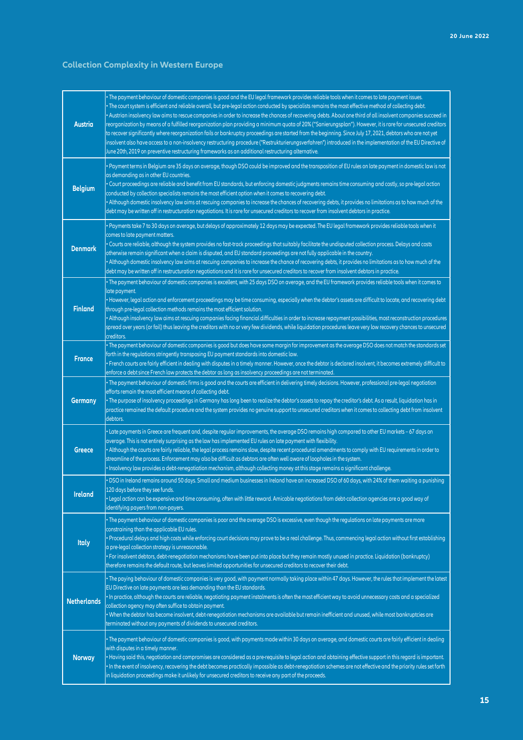## Collection Complexity in Western Europe

| | |
|---|---|
| **Austria** | • The payment behaviour of domestic companies is good and the EU legal framework provides reliable tools when it comes to late payment issues.<br>• The court system is efficient and reliable overall, but pre-legal action conducted by specialists remains the most effective method of collecting debt.<br>• Austrian insolvency law aims to rescue companies in order to increase the chances of recovering debts. About one third of all insolvent companies succeed in reorganization by means of a fulfilled reorganization plan providing a minimum quota of 20% ("Sanierungsplan"). However, it is rare for unsecured creditors to recover significantly where reorganization fails or bankruptcy proceedings are started from the beginning. Since July 17, 2021, debtors who are not yet insolvent also have access to a non-insolvency restructuring procedure ("Restrukturierungsverfahren") introduced in the implementation of the EU Directive of June 20th, 2019 on preventive restructuring frameworks as an additional restructuring alternative. |
| **Belgium** | • Payment terms in Belgium are 35 days on average, though DSO could be improved and the transposition of EU rules on late payment in domestic law is not as demanding as in other EU countries.<br>• Court proceedings are reliable and benefit from EU standards, but enforcing domestic judgments remains time consuming and costly, so pre-legal action conducted by collection specialists remains the most efficient option when it comes to recovering debt.<br>• Although domestic insolvency law aims at rescuing companies to increase the chances of recovering debts, it provides no limitations as to how much of the debt may be written off in restructuration negotiations. It is rare for unsecured creditors to recover from insolvent debtors in practice. |
| **Denmark** | • Payments take 7 to 30 days on average, but delays of approximately 12 days may be expected. The EU legal framework provides reliable tools when it comes to late payment matters.<br>• Courts are reliable, although the system provides no fast-track proceedings that suitably facilitate the undisputed collection process. Delays and costs otherwise remain significant when a claim is disputed, and EU standard proceedings are not fully applicable in the country.<br>• Although domestic insolvency law aims at rescuing companies to increase the chance of recovering debts, it provides no limitations as to how much of the debt may be written off in restructuration negotiations and it is rare for unsecured creditors to recover from insolvent debtors in practice. |
| **Finland** | • The payment behaviour of domestic companies is excellent, with 25 days DSO on average, and the EU framework provides reliable tools when it comes to late payment.<br>• However, legal action and enforcement proceedings may be time consuming, especially when the debtor's assets are difficult to locate, and recovering debt through pre-legal collection methods remains the most efficient solution.<br>• Although insolvency law aims at rescuing companies facing financial difficulties in order to increase repayment possibilities, most reconstruction procedures spread over years (or fail) thus leaving the creditors with no or very few dividends, while liquidation procedures leave very low recovery chances to unsecured creditors. |
| **France** | • The payment behaviour of domestic companies is good but does have some margin for improvement as the average DSO does not match the standards set forth in the regulations stringently transposing EU payment standards into domestic law.<br>• French courts are fairly efficient in dealing with disputes in a timely manner. However, once the debtor is declared insolvent, it becomes extremely difficult to enforce a debt since French law protects the debtor as long as insolvency proceedings are not terminated. |
| **Germany** | • The payment behaviour of domestic firms is good and the courts are efficient in delivering timely decisions. However, professional pre-legal negotiation efforts remain the most efficient means of collecting debt.<br>• The purpose of insolvency proceedings in Germany has long been to realize the debtor's assets to repay the creditor's debt. As a result, liquidation has in practice remained the default procedure and the system provides no genuine support to unsecured creditors when it comes to collecting debt from insolvent debtors. |
| **Greece** | • Late payments in Greece are frequent and, despite regular improvements, the average DSO remains high compared to other EU markets – 67 days on average. This is not entirely surprising as the law has implemented EU rules on late payment with flexibility.<br>• Although the courts are fairly reliable, the legal process remains slow, despite recent procedural amendments to comply with EU requirements in order to streamline of the process. Enforcement may also be difficult as debtors are often well aware of loopholes in the system.<br>• Insolvency law provides a debt-renegotiation mechanism, although collecting money at this stage remains a significant challenge. |
| **Ireland** | • DSO in Ireland remains around 50 days. Small and medium businesses in Ireland have an increased DSO of 60 days, with 24% of them waiting a punishing 120 days before they see funds.<br>• Legal action can be expensive and time consuming, often with little reward. Amicable negotiations from debt-collection agencies are a good way of identifying payers from non-payers. |
| **Italy** | • The payment behaviour of domestic companies is poor and the average DSO is excessive, even though the regulations on late payments are more constraining than the applicable EU rules.<br>• Procedural delays and high costs while enforcing court decisions may prove to be a real challenge. Thus, commencing legal action without first establishing a pre-legal collection strategy is unreasonable.<br>• For insolvent debtors, debt-renegotiation mechanisms have been put into place but they remain mostly unused in practice. Liquidation (bankruptcy) therefore remains the default route, but leaves limited opportunities for unsecured creditors to recover their debt. |
| **Netherlands** | • The paying behaviour of domestic companies is very good, with payment normally taking place within 47 days. However, the rules that implement the latest EU Directive on late payments are less demanding than the EU standards.<br>• In practice, although the courts are reliable, negotiating payment instalments is often the most efficient way to avoid unnecessary costs and a specialized collection agency may often suffice to obtain payment.<br>• When the debtor has become insolvent, debt-renegotiation mechanisms are available but remain inefficient and unused, while most bankruptcies are terminated without any payments of dividends to unsecured creditors. |
| **Norway** | • The payment behaviour of domestic companies is good, with payments made within 30 days on average, and domestic courts are fairly efficient in dealing with disputes in a timely manner.<br>• Having said this, negotiation and compromises are considered as a pre-requisite to legal action and obtaining effective support in this regard is important.<br>• In the event of insolvency, recovering the debt becomes practically impossible as debt-renegotiation schemes are not effective and the priority rules set forth in liquidation proceedings make it unlikely for unsecured creditors to receive any part of the proceeds. |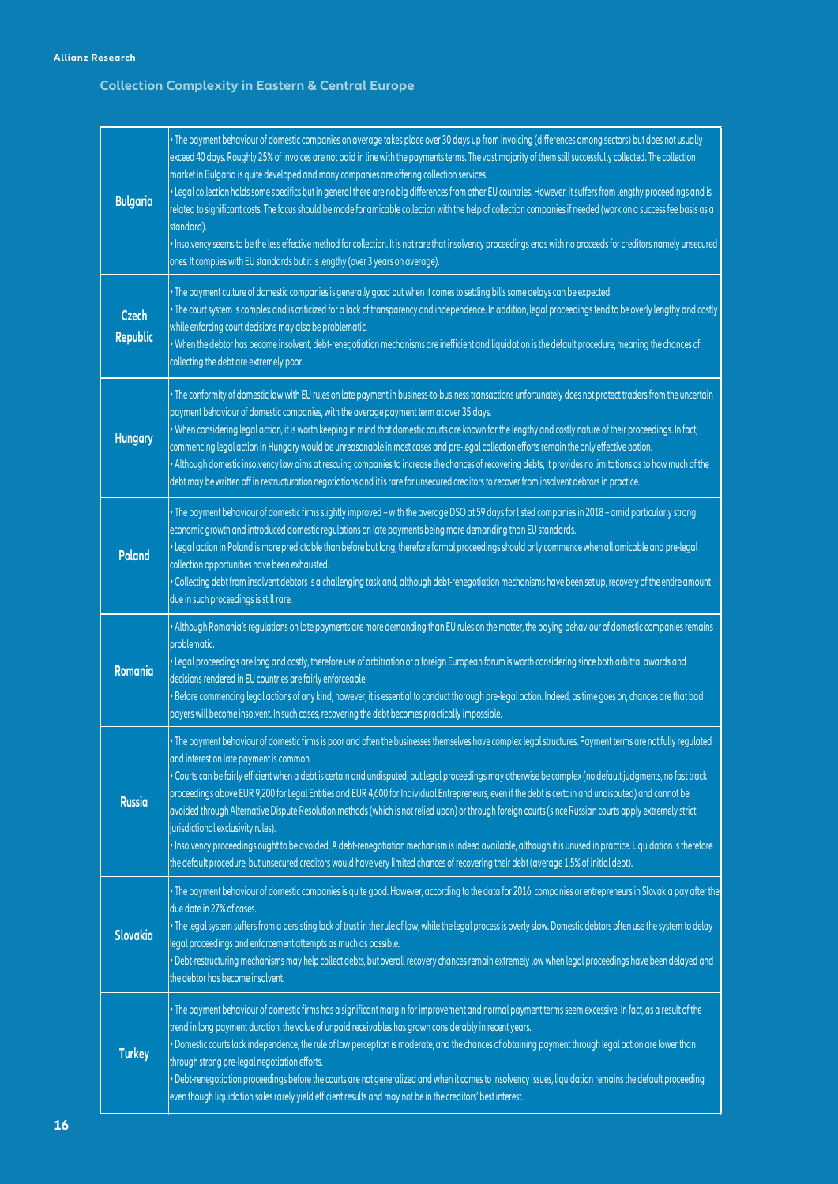## Collection Complexity in Eastern & Central Europe

| | |
|---|---|
| **Bulgaria** | • The payment behaviour of domestic companies on average takes place over 30 days up from invoicing (differences among sectors) but does not usually exceed 40 days. Roughly 25% of invoices are not paid in line with the payments terms. The vast majority of them still successfully collected. The collection market in Bulgaria is quite developed and many companies are offering collection services.<br>• Legal collection holds some specifics but in general there are no big differences from other EU countries. However, it suffers from lengthy proceedings and is related to significant costs. The focus should be made for amicable collection with the help of collection companies if needed (work on a success fee basis as a standard).<br>• Insolvency seems to be the less effective method for collection. It is not rare that insolvency proceedings ends with no proceeds for creditors namely unsecured ones. It complies with EU standards but it is lengthy (over 3 years on average). |
| **Czech Republic** | • The payment culture of domestic companies is generally good but when it comes to settling bills some delays can be expected.<br>• The court system is complex and is criticized for a lack of transparency and independence. In addition, legal proceedings tend to be overly lengthy and costly while enforcing court decisions may also be problematic.<br>• When the debtor has become insolvent, debt-renegotiation mechanisms are inefficient and liquidation is the default procedure, meaning the chances of collecting the debt are extremely poor. |
| **Hungary** | • The conformity of domestic law with EU rules on late payment in business-to-business transactions unfortunately does not protect traders from the uncertain payment behaviour of domestic companies, with the average payment term at over 35 days.<br>• When considering legal action, it is worth keeping in mind that domestic courts are known for the lengthy and costly nature of their proceedings. In fact, commencing legal action in Hungary would be unreasonable in most cases and pre-legal collection efforts remain the only effective option.<br>• Although domestic insolvency law aims at rescuing companies to increase the chances of recovering debts, it provides no limitations as to how much of the debt may be written off in restructuration negotiations and it is rare for unsecured creditors to recover from insolvent debtors in practice. |
| **Poland** | • The payment behaviour of domestic firms slightly improved – with the average DSO at 59 days for listed companies in 2018 – amid particularly strong economic growth and introduced domestic regulations on late payments being more demanding than EU standards.<br>• Legal action in Poland is more predictable than before but long, therefore formal proceedings should only commence when all amicable and pre-legal collection opportunities have been exhausted.<br>• Collecting debt from insolvent debtors is a challenging task and, although debt-renegotiation mechanisms have been set up, recovery of the entire amount due in such proceedings is still rare. |
| **Romania** | • Although Romania's regulations on late payments are more demanding than EU rules on the matter, the paying behaviour of domestic companies remains problematic.<br>• Legal proceedings are long and costly, therefore use of arbitration or a foreign European forum is worth considering since both arbitral awards and decisions rendered in EU countries are fairly enforceable.<br>• Before commencing legal actions of any kind, however, it is essential to conduct thorough pre-legal action. Indeed, as time goes on, chances are that bad payers will become insolvent. In such cases, recovering the debt becomes practically impossible. |
| **Russia** | • The payment behaviour of domestic firms is poor and often the businesses themselves have complex legal structures. Payment terms are not fully regulated and interest on late payment is common.<br>• Courts can be fairly efficient when a debt is certain and undisputed, but legal proceedings may otherwise be complex (no default judgments, no fast track proceedings above EUR 9,200 for Legal Entities and EUR 4,600 for Individual Entrepreneurs, even if the debt is certain and undisputed) and cannot be avoided through Alternative Dispute Resolution methods (which is not relied upon) or through foreign courts (since Russian courts apply extremely strict jurisdictional exclusivity rules).<br>• Insolvency proceedings ought to be avoided. A debt-renegotiation mechanism is indeed available, although it is unused in practice. Liquidation is therefore the default procedure, but unsecured creditors would have very limited chances of recovering their debt (average 1.5% of initial debt). |
| **Slovakia** | • The payment behaviour of domestic companies is quite good. However, according to the data for 2016, companies or entrepreneurs in Slovakia pay after the due date in 27% of cases.<br>• The legal system suffers from a persisting lack of trust in the rule of law, while the legal process is overly slow. Domestic debtors often use the system to delay legal proceedings and enforcement attempts as much as possible.<br>• Debt-restructuring mechanisms may help collect debts, but overall recovery chances remain extremely low when legal proceedings have been delayed and the debtor has become insolvent. |
| **Turkey** | • The payment behaviour of domestic firms has a significant margin for improvement and normal payment terms seem excessive. In fact, as a result of the trend in long payment duration, the value of unpaid receivables has grown considerably in recent years.<br>• Domestic courts lack independence, the rule of law perception is moderate, and the chances of obtaining payment through legal action are lower than through strong pre-legal negotiation efforts.<br>• Debt-renegotiation proceedings before the courts are not generalized and when it comes to insolvency issues, liquidation remains the default proceeding even though liquidation sales rarely yield efficient results and may not be in the creditors' best interest. |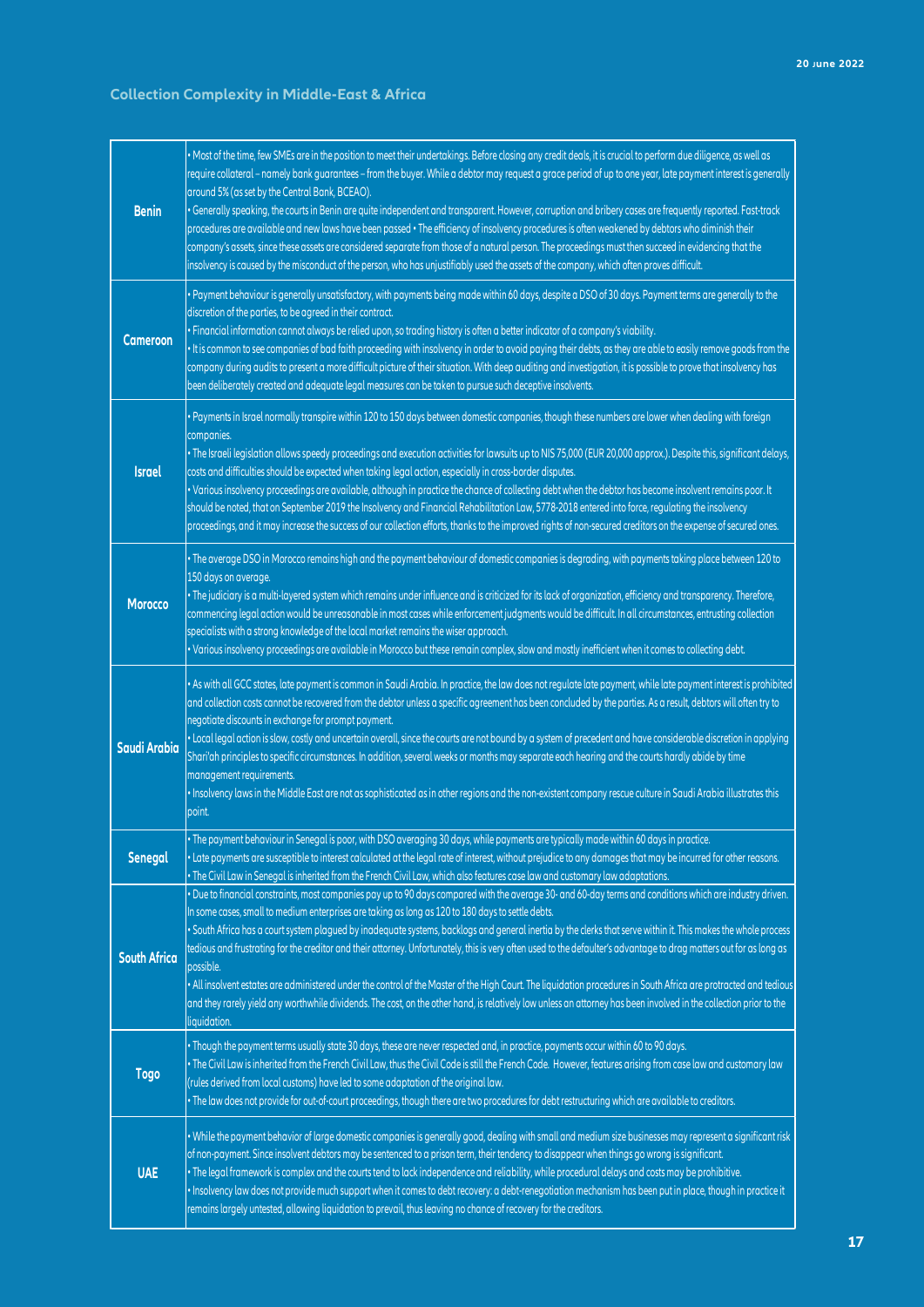## Collection Complexity in Middle-East & Africa

| Country | Details |
|---|---|
| **Benin** | • Most of the time, few SMEs are in the position to meet their undertakings. Before closing any credit deals, it is crucial to perform due diligence, as well as require collateral – namely bank guarantees – from the buyer. While a debtor may request a grace period of up to one year, late payment interest is generally around 5% (as set by the Central Bank, BCEAO).<br>• Generally speaking, the courts in Benin are quite independent and transparent. However, corruption and bribery cases are frequently reported. Fast-track procedures are available and new laws have been passed • The efficiency of insolvency procedures is often weakened by debtors who diminish their company's assets, since these assets are considered separate from those of a natural person. The proceedings must then succeed in evidencing that the insolvency is caused by the misconduct of the person, who has unjustifiably used the assets of the company, which often proves difficult. |
| **Cameroon** | • Payment behaviour is generally unsatisfactory, with payments being made within 60 days, despite a DSO of 30 days. Payment terms are generally to the discretion of the parties, to be agreed in their contract.<br>• Financial information cannot always be relied upon, so trading history is often a better indicator of a company's viability.<br>• It is common to see companies of bad faith proceeding with insolvency in order to avoid paying their debts, as they are able to easily remove goods from the company during audits to present a more difficult picture of their situation. With deep auditing and investigation, it is possible to prove that insolvency has been deliberately created and adequate legal measures can be taken to pursue such deceptive insolvents. |
| **Israel** | • Payments in Israel normally transpire within 120 to 150 days between domestic companies, though these numbers are lower when dealing with foreign companies.<br>• The Israeli legislation allows speedy proceedings and execution activities for lawsuits up to NIS 75,000 (EUR 20,000 approx.). Despite this, significant delays, costs and difficulties should be expected when taking legal action, especially in cross-border disputes.<br>• Various insolvency proceedings are available, although in practice the chance of collecting debt when the debtor has become insolvent remains poor. It should be noted, that on September 2019 the Insolvency and Financial Rehabilitation Law, 5778-2018 entered into force, regulating the insolvency proceedings, and it may increase the success of our collection efforts, thanks to the improved rights of non-secured creditors on the expense of secured ones. |
| **Morocco** | • The average DSO in Morocco remains high and the payment behaviour of domestic companies is degrading, with payments taking place between 120 to 150 days on average.<br>• The judiciary is a multi-layered system which remains under influence and is criticized for its lack of organization, efficiency and transparency. Therefore, commencing legal action would be unreasonable in most cases while enforcement judgments would be difficult. In all circumstances, entrusting collection specialists with a strong knowledge of the local market remains the wiser approach.<br>• Various insolvency proceedings are available in Morocco but these remain complex, slow and mostly inefficient when it comes to collecting debt. |
| **Saudi Arabia** | • As with all GCC states, late payment is common in Saudi Arabia. In practice, the law does not regulate late payment, while late payment interest is prohibited and collection costs cannot be recovered from the debtor unless a specific agreement has been concluded by the parties. As a result, debtors will often try to negotiate discounts in exchange for prompt payment.<br>• Local legal action is slow, costly and uncertain overall, since the courts are not bound by a system of precedent and have considerable discretion in applying Shari'ah principles to specific circumstances. In addition, several weeks or months may separate each hearing and the courts hardly abide by time management requirements.<br>• Insolvency laws in the Middle East are not as sophisticated as in other regions and the non-existent company rescue culture in Saudi Arabia illustrates this point. |
| **Senegal** | • The payment behaviour in Senegal is poor, with DSO averaging 30 days, while payments are typically made within 60 days in practice.<br>• Late payments are susceptible to interest calculated at the legal rate of interest, without prejudice to any damages that may be incurred for other reasons.<br>• The Civil Law in Senegal is inherited from the French Civil Law, which also features case law and customary law adaptations. |
| **South Africa** | • Due to financial constraints, most companies pay up to 90 days compared with the average 30- and 60-day terms and conditions which are industry driven. In some cases, small to medium enterprises are taking as long as 120 to 180 days to settle debts.<br>• South Africa has a court system plagued by inadequate systems, backlogs and general inertia by the clerks that serve within it. This makes the whole process tedious and frustrating for the creditor and their attorney. Unfortunately, this is very often used to the defaulter's advantage to drag matters out for as long as possible.<br>• All insolvent estates are administered under the control of the Master of the High Court. The liquidation procedures in South Africa are protracted and tedious and they rarely yield any worthwhile dividends. The cost, on the other hand, is relatively low unless an attorney has been involved in the collection prior to the liquidation. |
| **Togo** | • Though the payment terms usually state 30 days, these are never respected and, in practice, payments occur within 60 to 90 days.<br>• The Civil Law is inherited from the French Civil Law, thus the Civil Code is still the French Code. However, features arising from case law and customary law (rules derived from local customs) have led to some adaptation of the original law.<br>• The law does not provide for out-of-court proceedings, though there are two procedures for debt restructuring which are available to creditors. |
| **UAE** | • While the payment behavior of large domestic companies is generally good, dealing with small and medium size businesses may represent a significant risk of non-payment. Since insolvent debtors may be sentenced to a prison term, their tendency to disappear when things go wrong is significant.<br>• The legal framework is complex and the courts tend to lack independence and reliability, while procedural delays and costs may be prohibitive.<br>• Insolvency law does not provide much support when it comes to debt recovery: a debt-renegotiation mechanism has been put in place, though in practice it remains largely untested, allowing liquidation to prevail, thus leaving no chance of recovery for the creditors. |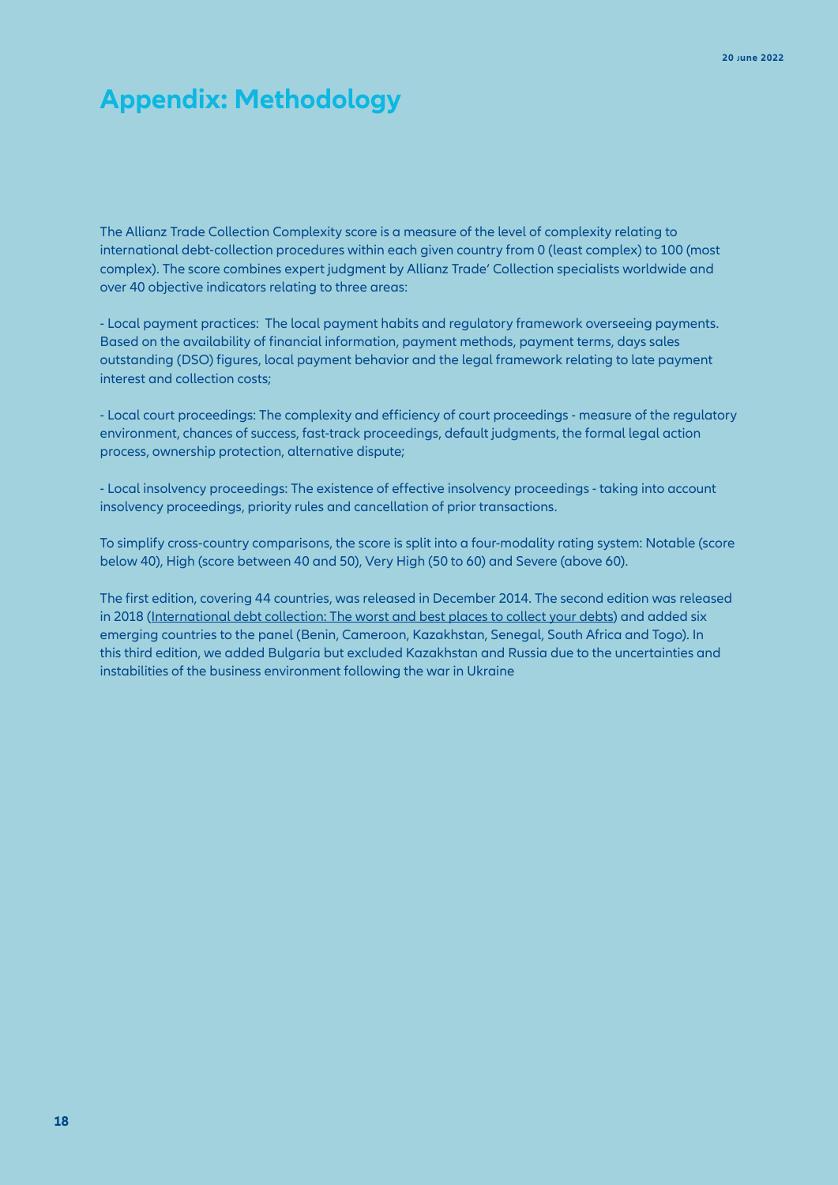# Appendix: Methodology

The Allianz Trade Collection Complexity score is a measure of the level of complexity relating to international debt-collection procedures within each given country from 0 (least complex) to 100 (most complex). The score combines expert judgment by Allianz Trade' Collection specialists worldwide and over 40 objective indicators relating to three areas:

- Local payment practices: The local payment habits and regulatory framework overseeing payments. Based on the availability of financial information, payment methods, payment terms, days sales outstanding (DSO) figures, local payment behavior and the legal framework relating to late payment interest and collection costs;

- Local court proceedings: The complexity and efficiency of court proceedings - measure of the regulatory environment, chances of success, fast-track proceedings, default judgments, the formal legal action process, ownership protection, alternative dispute;

- Local insolvency proceedings: The existence of effective insolvency proceedings - taking into account insolvency proceedings, priority rules and cancellation of prior transactions.

To simplify cross-country comparisons, the score is split into a four-modality rating system: Notable (score below 40), High (score between 40 and 50), Very High (50 to 60) and Severe (above 60).

The first edition, covering 44 countries, was released in December 2014. The second edition was released in 2018 (International debt collection: The worst and best places to collect your debts) and added six emerging countries to the panel (Benin, Cameroon, Kazakhstan, Senegal, South Africa and Togo). In this third edition, we added Bulgaria but excluded Kazakhstan and Russia due to the uncertainties and instabilities of the business environment following the war in Ukraine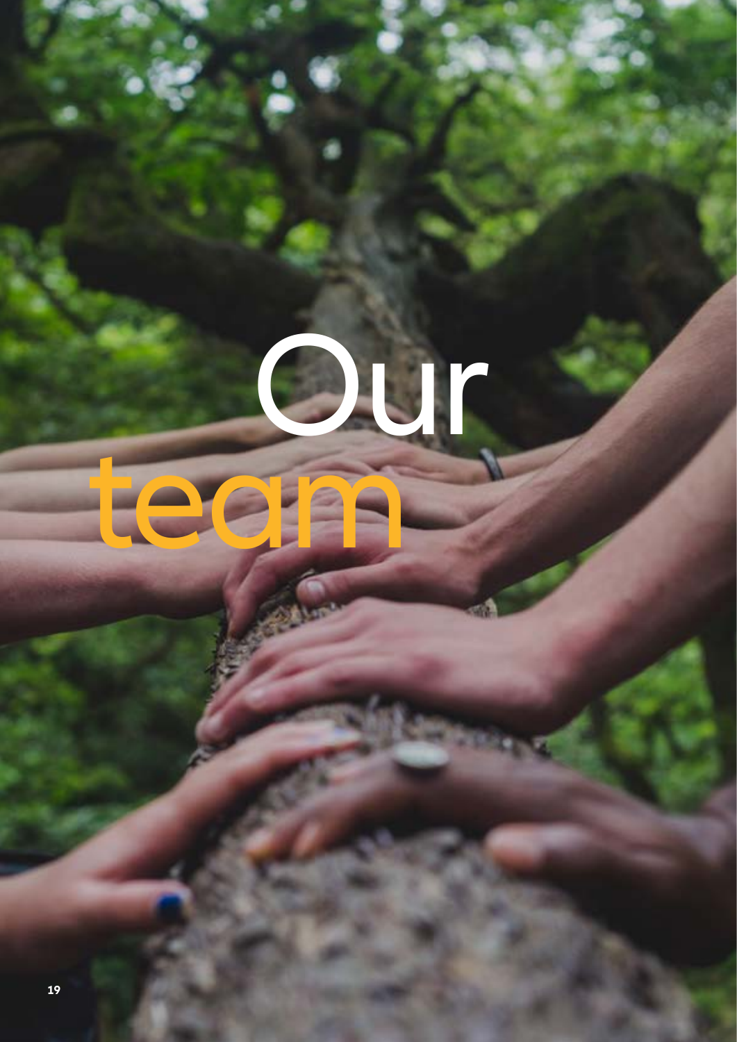# Our team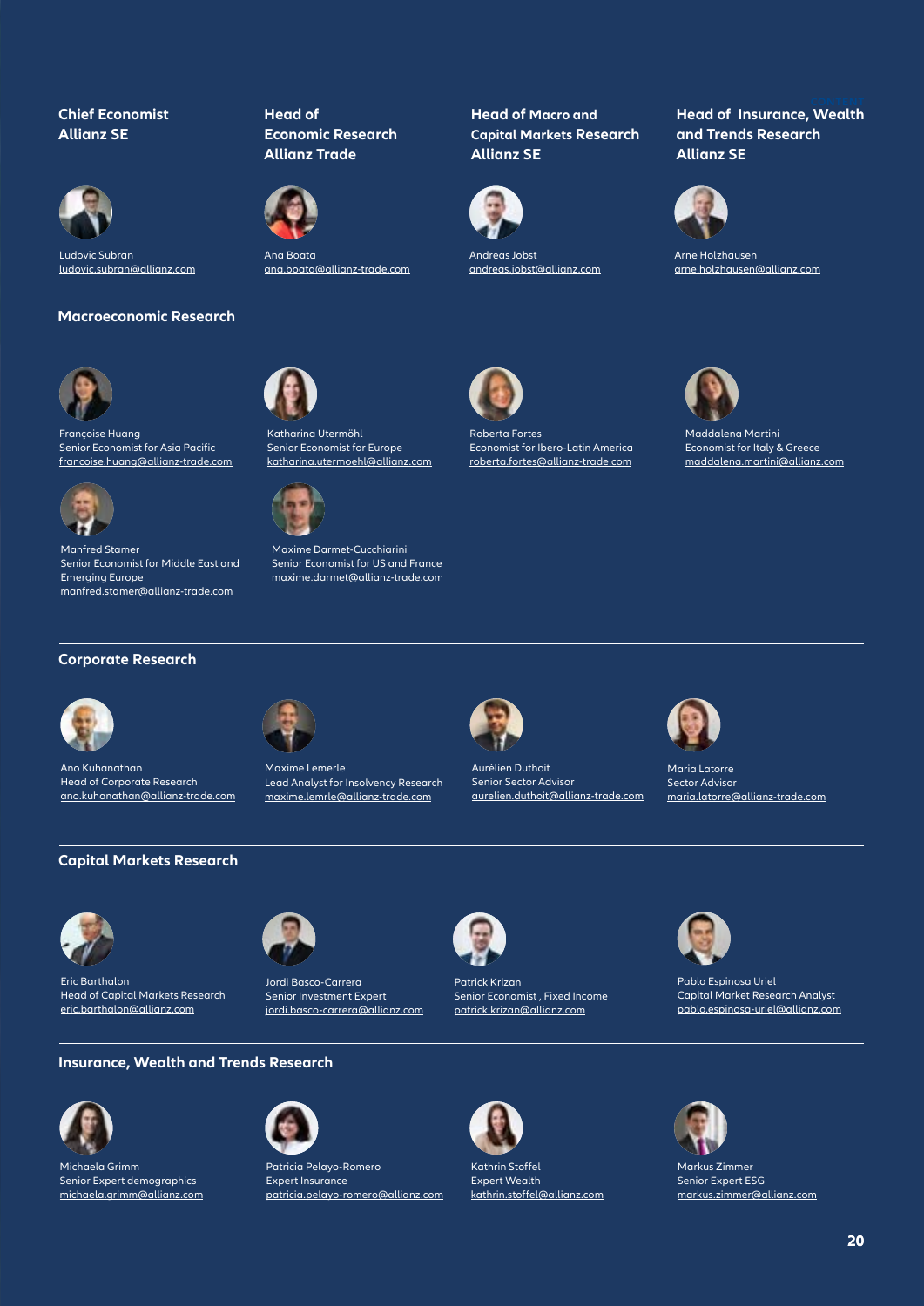**Chief Economist**
**Allianz SE**

Ludovic Subran
ludovic.subran@allianz.com

**Head of Economic Research**
**Allianz Trade**

Ana Boata
ana.boata@allianz-trade.com

**Head of Macro and Capital Markets Research**
**Allianz SE**

Andreas Jobst
andreas.jobst@allianz.com

**Head of Insurance, Wealth and Trends Research**
**Allianz SE**

Arne Holzhausen
arne.holzhausen@allianz.com

## Macroeconomic Research

Françoise Huang
Senior Economist for Asia Pacific
francoise.huang@allianz-trade.com

Katharina Utermöhl
Senior Economist for Europe
katharina.utermoehl@allianz.com

Roberta Fortes
Economist for Ibero-Latin America
roberta.fortes@allianz-trade.com

Maddalena Martini
Economist for Italy & Greece
maddalena.martini@allianz.com

Manfred Stamer
Senior Economist for Middle East and Emerging Europe
manfred.stamer@allianz-trade.com

Maxime Darmet-Cucchiarini
Senior Economist for US and France
maxime.darmet@allianz-trade.com

## Corporate Research

Ano Kuhanathan
Head of Corporate Research
ano.kuhanathan@allianz-trade.com

Maxime Lemerle
Lead Analyst for Insolvency Research
maxime.lemrle@allianz-trade.com

Aurélien Duthoit
Senior Sector Advisor
aurelien.duthoit@allianz-trade.com

Maria Latorre
Sector Advisor
maria.latorre@allianz-trade.com

## Capital Markets Research

Eric Barthalon
Head of Capital Markets Research
eric.barthalon@allianz.com

Jordi Basco-Carrera
Senior Investment Expert
jordi.basco-carrera@allianz.com

Patrick Krizan
Senior Economist , Fixed Income
patrick.krizan@allianz.com

Pablo Espinosa Uriel
Capital Market Research Analyst
pablo.espinosa-uriel@allianz.com

## Insurance, Wealth and Trends Research

Michaela Grimm
Senior Expert demographics
michaela.grimm@allianz.com

Patricia Pelayo-Romero
Expert Insurance
patricia.pelayo-romero@allianz.com

Kathrin Stoffel
Expert Wealth
kathrin.stoffel@allianz.com

Markus Zimmer
Senior Expert ESG
markus.zimmer@allianz.com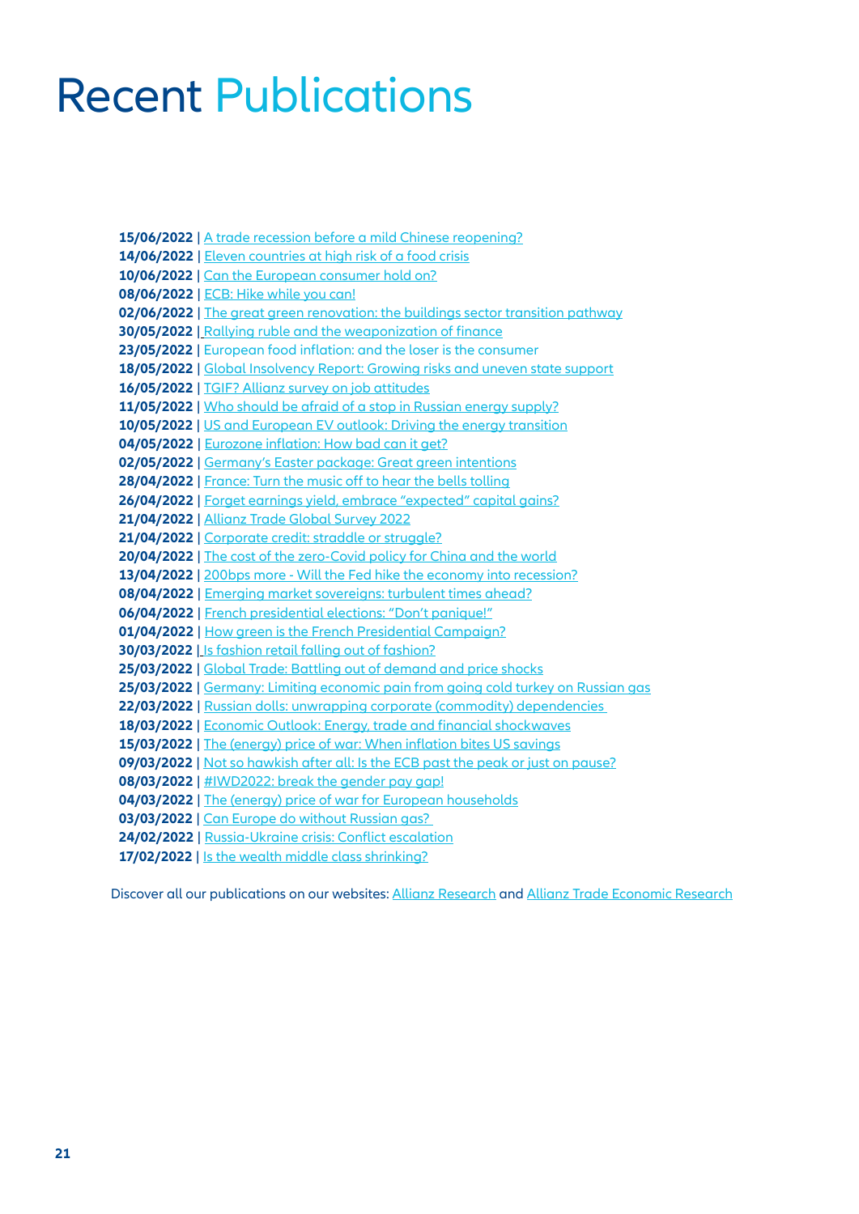# Recent Publications

**15/06/2022** | A trade recession before a mild Chinese reopening?
**14/06/2022** | Eleven countries at high risk of a food crisis
**10/06/2022** | Can the European consumer hold on?
**08/06/2022** | ECB: Hike while you can!
**02/06/2022** | The great green renovation: the buildings sector transition pathway
**30/05/2022** | Rallying ruble and the weaponization of finance
**23/05/2022** | European food inflation: and the loser is the consumer
**18/05/2022** | Global Insolvency Report: Growing risks and uneven state support
**16/05/2022** | TGIF? Allianz survey on job attitudes
**11/05/2022** | Who should be afraid of a stop in Russian energy supply?
**10/05/2022** | US and European EV outlook: Driving the energy transition
**04/05/2022** | Eurozone inflation: How bad can it get?
**02/05/2022** | Germany's Easter package: Great green intentions
**28/04/2022** | France: Turn the music off to hear the bells tolling
**26/04/2022** | Forget earnings yield, embrace "expected" capital gains?
**21/04/2022** | Allianz Trade Global Survey 2022
**21/04/2022** | Corporate credit: straddle or struggle?
**20/04/2022** | The cost of the zero-Covid policy for China and the world
**13/04/2022** | 200bps more - Will the Fed hike the economy into recession?
**08/04/2022** | Emerging market sovereigns: turbulent times ahead?
**06/04/2022** | French presidential elections: "Don't panique!"
**01/04/2022** | How green is the French Presidential Campaign?
**30/03/2022** | Is fashion retail falling out of fashion?
**25/03/2022** | Global Trade: Battling out of demand and price shocks
**25/03/2022** | Germany: Limiting economic pain from going cold turkey on Russian gas
**22/03/2022** | Russian dolls: unwrapping corporate (commodity) dependencies
**18/03/2022** | Economic Outlook: Energy, trade and financial shockwaves
**15/03/2022** | The (energy) price of war: When inflation bites US savings
**09/03/2022** | Not so hawkish after all: Is the ECB past the peak or just on pause?
**08/03/2022** | #IWD2022: break the gender pay gap!
**04/03/2022** | The (energy) price of war for European households
**03/03/2022** | Can Europe do without Russian gas?
**24/02/2022** | Russia-Ukraine crisis: Conflict escalation
**17/02/2022** | Is the wealth middle class shrinking?

Discover all our publications on our websites: Allianz Research and Allianz Trade Economic Research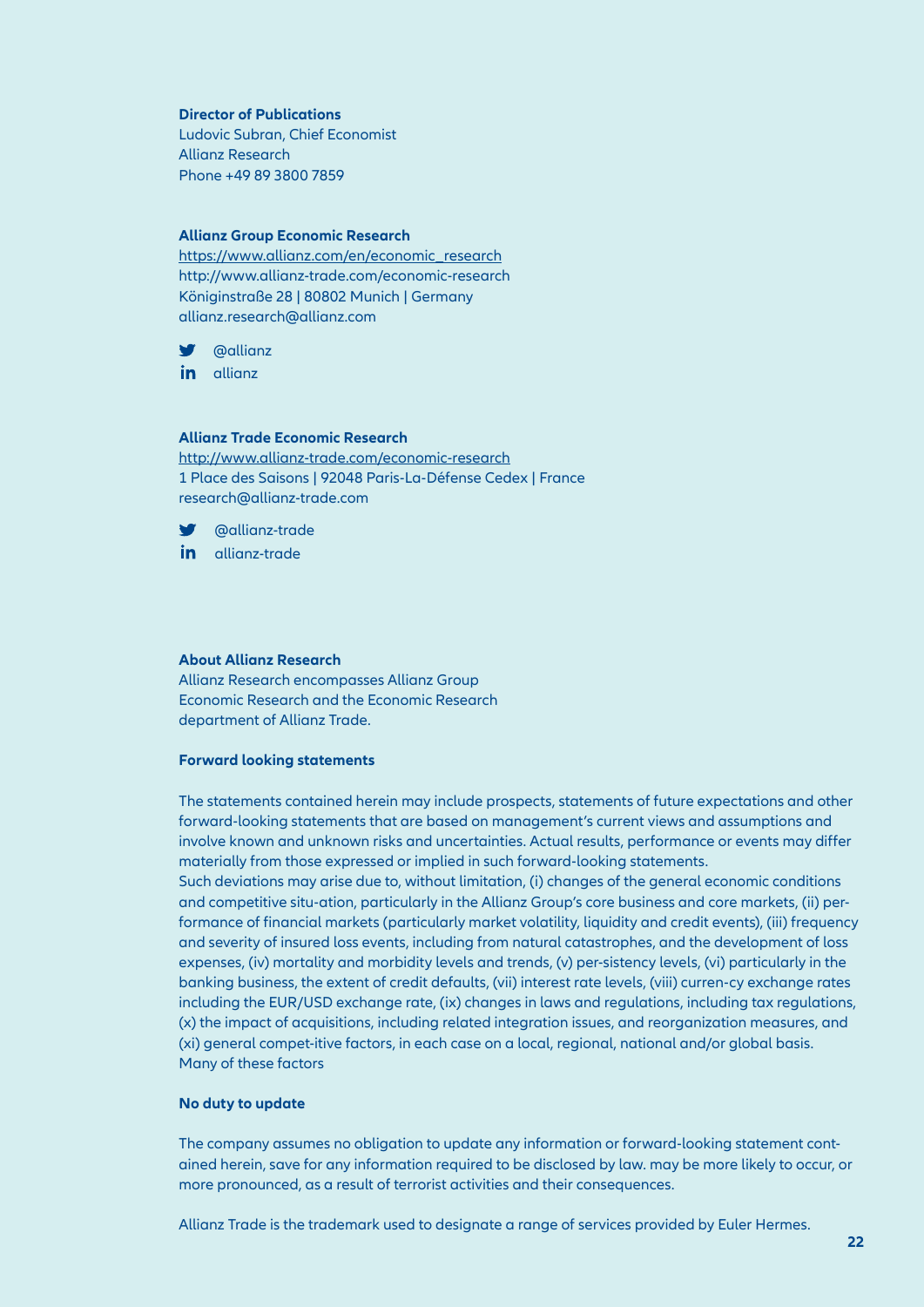**Director of Publications**
Ludovic Subran, Chief Economist
Allianz Research
Phone +49 89 3800 7859

**Allianz Group Economic Research**
https://www.allianz.com/en/economic_research
http://www.allianz-trade.com/economic-research
Königinstraße 28 | 80802 Munich | Germany
allianz.research@allianz.com

@allianz
allianz

**Allianz Trade Economic Research**
http://www.allianz-trade.com/economic-research
1 Place des Saisons | 92048 Paris-La-Défense Cedex | France
research@allianz-trade.com

@allianz-trade
allianz-trade

**About Allianz Research**
Allianz Research encompasses Allianz Group Economic Research and the Economic Research department of Allianz Trade.

**Forward looking statements**

The statements contained herein may include prospects, statements of future expectations and other forward-looking statements that are based on management's current views and assumptions and involve known and unknown risks and uncertainties. Actual results, performance or events may differ materially from those expressed or implied in such forward-looking statements.
Such deviations may arise due to, without limitation, (i) changes of the general economic conditions and competitive situ-ation, particularly in the Allianz Group's core business and core markets, (ii) per-formance of financial markets (particularly market volatility, liquidity and credit events), (iii) frequency and severity of insured loss events, including from natural catastrophes, and the development of loss expenses, (iv) mortality and morbidity levels and trends, (v) per-sistency levels, (vi) particularly in the banking business, the extent of credit defaults, (vii) interest rate levels, (viii) curren-cy exchange rates including the EUR/USD exchange rate, (ix) changes in laws and regulations, including tax regulations, (x) the impact of acquisitions, including related integration issues, and reorganization measures, and (xi) general compet-itive factors, in each case on a local, regional, national and/or global basis. Many of these factors

**No duty to update**

The company assumes no obligation to update any information or forward-looking statement cont-ained herein, save for any information required to be disclosed by law. may be more likely to occur, or more pronounced, as a result of terrorist activities and their consequences.

Allianz Trade is the trademark used to designate a range of services provided by Euler Hermes.